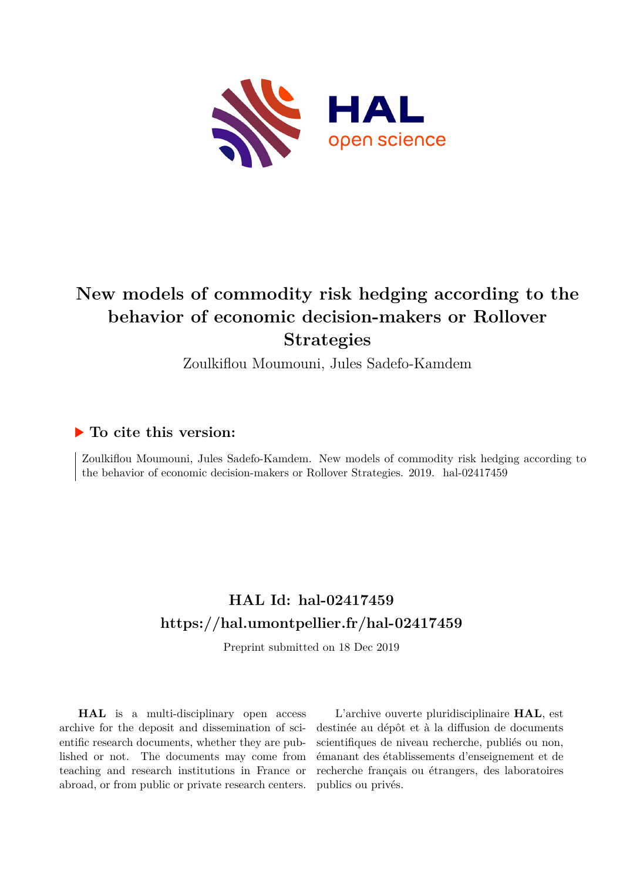# New models of commodity risk hedging according to the behavior of economic decision-makers or Rollover Strategies

Zoulkiflou Moumouni, Jules Sadefo-Kamdem

## ▶ To cite this version:

Zoulkiflou Moumouni, Jules Sadefo-Kamdem. New models of commodity risk hedging according to the behavior of economic decision-makers or Rollover Strategies. 2019. hal-02417459

## HAL Id: hal-02417459
## https://hal.umontpellier.fr/hal-02417459

Preprint submitted on 18 Dec 2019

**HAL** is a multi-disciplinary open access archive for the deposit and dissemination of scientific research documents, whether they are published or not. The documents may come from teaching and research institutions in France or abroad, or from public or private research centers.

L'archive ouverte pluridisciplinaire **HAL**, est destinée au dépôt et à la diffusion de documents scientifiques de niveau recherche, publiés ou non, émanant des établissements d'enseignement et de recherche français ou étrangers, des laboratoires publics ou privés.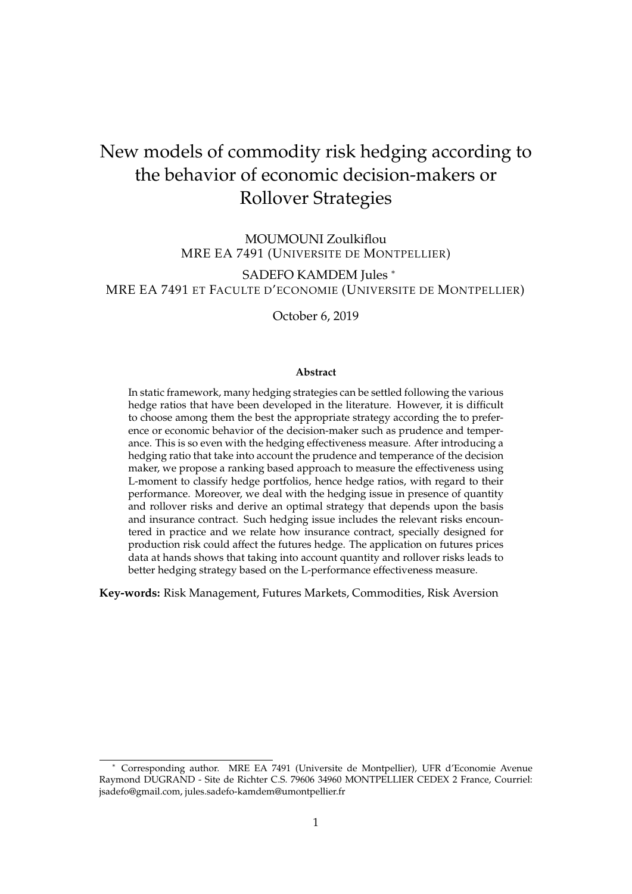# New models of commodity risk hedging according to the behavior of economic decision-makers or Rollover Strategies

MOUMOUNI Zoulkiflou
MRE EA 7491 (UNIVERSITE DE MONTPELLIER)

SADEFO KAMDEM Jules [*]
MRE EA 7491 ET FACULTE D'ECONOMIE (UNIVERSITE DE MONTPELLIER)

October 6, 2019

**Abstract**

In static framework, many hedging strategies can be settled following the various hedge ratios that have been developed in the literature. However, it is difficult to choose among them the best the appropriate strategy according the to preference or economic behavior of the decision-maker such as prudence and temperance. This is so even with the hedging effectiveness measure. After introducing a hedging ratio that take into account the prudence and temperance of the decision maker, we propose a ranking based approach to measure the effectiveness using L-moment to classify hedge portfolios, hence hedge ratios, with regard to their performance. Moreover, we deal with the hedging issue in presence of quantity and rollover risks and derive an optimal strategy that depends upon the basis and insurance contract. Such hedging issue includes the relevant risks encountered in practice and we relate how insurance contract, specially designed for production risk could affect the futures hedge. The application on futures prices data at hands shows that taking into account quantity and rollover risks leads to better hedging strategy based on the L-performance effectiveness measure.

**Key-words:** Risk Management, Futures Markets, Commodities, Risk Aversion

[*] Corresponding author. MRE EA 7491 (Universite de Montpellier), UFR d'Economie Avenue Raymond DUGRAND - Site de Richter C.S. 79606 34960 MONTPELLIER CEDEX 2 France, Courriel: jsadefo@gmail.com, jules.sadefo-kamdem@umontpellier.fr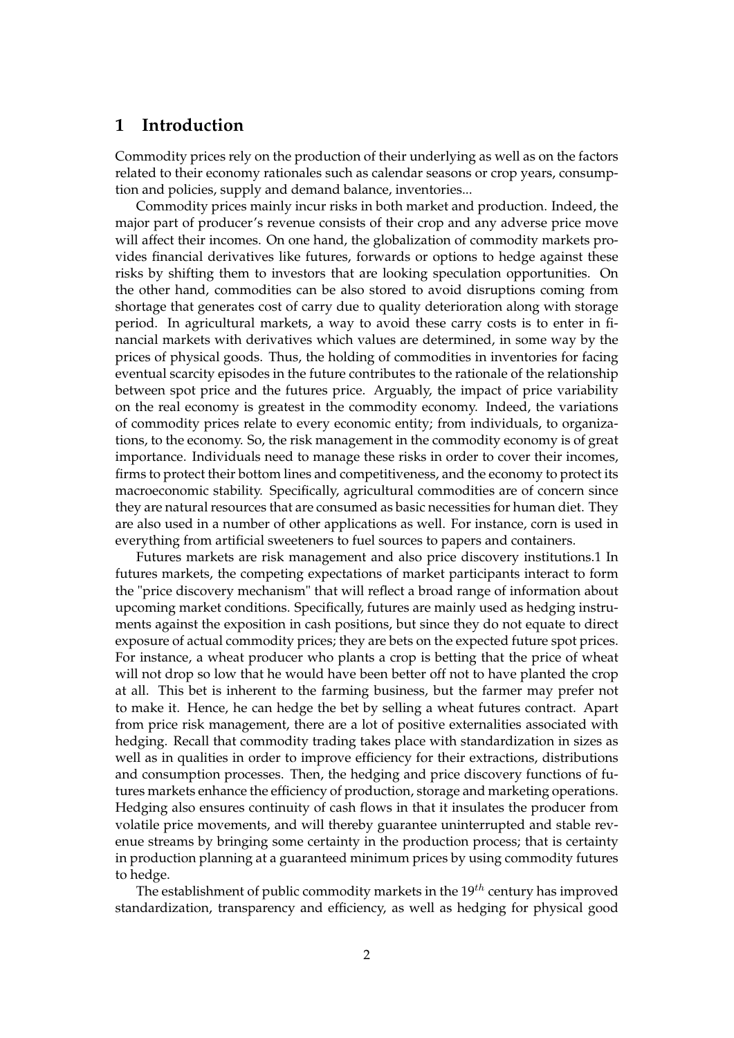## 1 Introduction

Commodity prices rely on the production of their underlying as well as on the factors related to their economy rationales such as calendar seasons or crop years, consumption and policies, supply and demand balance, inventories...

Commodity prices mainly incur risks in both market and production. Indeed, the major part of producer's revenue consists of their crop and any adverse price move will affect their incomes. On one hand, the globalization of commodity markets provides financial derivatives like futures, forwards or options to hedge against these risks by shifting them to investors that are looking speculation opportunities. On the other hand, commodities can be also stored to avoid disruptions coming from shortage that generates cost of carry due to quality deterioration along with storage period. In agricultural markets, a way to avoid these carry costs is to enter in financial markets with derivatives which values are determined, in some way by the prices of physical goods. Thus, the holding of commodities in inventories for facing eventual scarcity episodes in the future contributes to the rationale of the relationship between spot price and the futures price. Arguably, the impact of price variability on the real economy is greatest in the commodity economy. Indeed, the variations of commodity prices relate to every economic entity; from individuals, to organizations, to the economy. So, the risk management in the commodity economy is of great importance. Individuals need to manage these risks in order to cover their incomes, firms to protect their bottom lines and competitiveness, and the economy to protect its macroeconomic stability. Specifically, agricultural commodities are of concern since they are natural resources that are consumed as basic necessities for human diet. They are also used in a number of other applications as well. For instance, corn is used in everything from artificial sweeteners to fuel sources to papers and containers.

Futures markets are risk management and also price discovery institutions.1 In futures markets, the competing expectations of market participants interact to form the "price discovery mechanism" that will reflect a broad range of information about upcoming market conditions. Specifically, futures are mainly used as hedging instruments against the exposition in cash positions, but since they do not equate to direct exposure of actual commodity prices; they are bets on the expected future spot prices. For instance, a wheat producer who plants a crop is betting that the price of wheat will not drop so low that he would have been better off not to have planted the crop at all. This bet is inherent to the farming business, but the farmer may prefer not to make it. Hence, he can hedge the bet by selling a wheat futures contract. Apart from price risk management, there are a lot of positive externalities associated with hedging. Recall that commodity trading takes place with standardization in sizes as well as in qualities in order to improve efficiency for their extractions, distributions and consumption processes. Then, the hedging and price discovery functions of futures markets enhance the efficiency of production, storage and marketing operations. Hedging also ensures continuity of cash flows in that it insulates the producer from volatile price movements, and will thereby guarantee uninterrupted and stable revenue streams by bringing some certainty in the production process; that is certainty in production planning at a guaranteed minimum prices by using commodity futures to hedge.

The establishment of public commodity markets in the $19^{th}$ century has improved standardization, transparency and efficiency, as well as hedging for physical good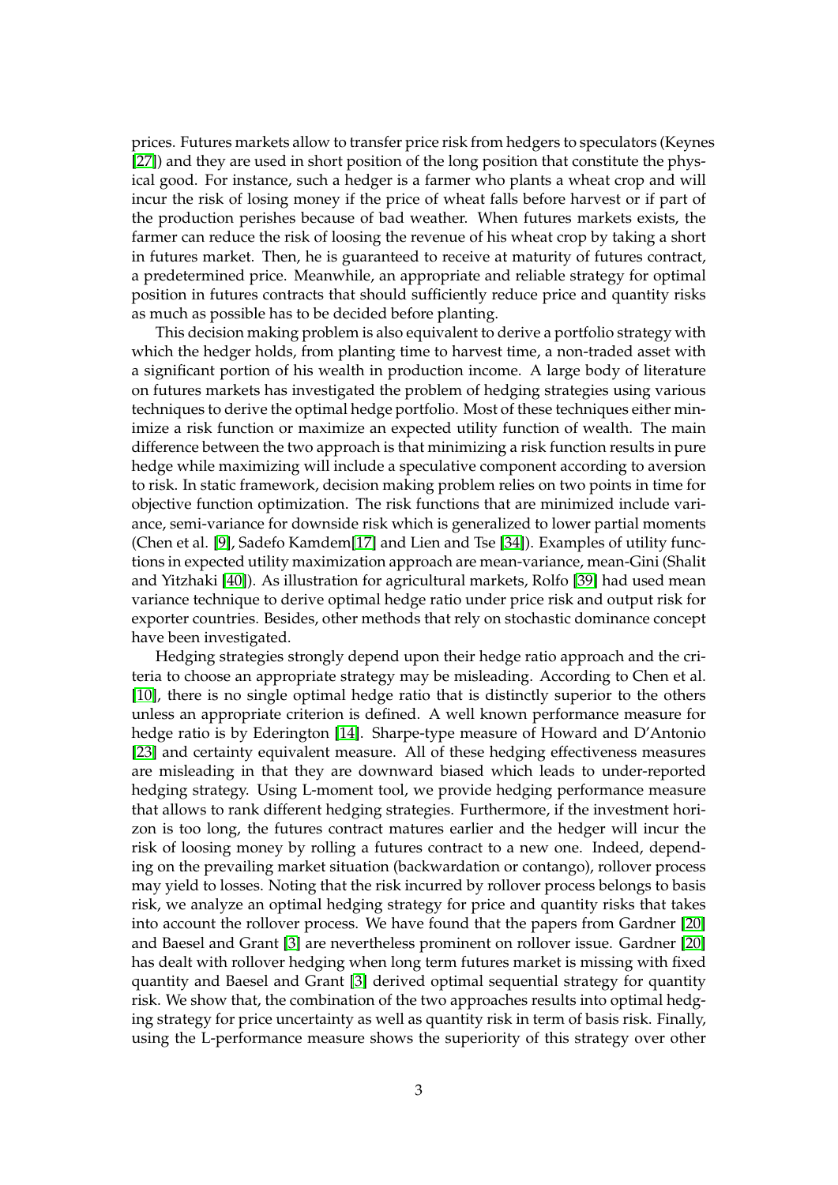prices. Futures markets allow to transfer price risk from hedgers to speculators (Keynes [27]) and they are used in short position of the long position that constitute the physical good. For instance, such a hedger is a farmer who plants a wheat crop and will incur the risk of losing money if the price of wheat falls before harvest or if part of the production perishes because of bad weather. When futures markets exists, the farmer can reduce the risk of loosing the revenue of his wheat crop by taking a short in futures market. Then, he is guaranteed to receive at maturity of futures contract, a predetermined price. Meanwhile, an appropriate and reliable strategy for optimal position in futures contracts that should sufficiently reduce price and quantity risks as much as possible has to be decided before planting.

This decision making problem is also equivalent to derive a portfolio strategy with which the hedger holds, from planting time to harvest time, a non-traded asset with a significant portion of his wealth in production income. A large body of literature on futures markets has investigated the problem of hedging strategies using various techniques to derive the optimal hedge portfolio. Most of these techniques either minimize a risk function or maximize an expected utility function of wealth. The main difference between the two approach is that minimizing a risk function results in pure hedge while maximizing will include a speculative component according to aversion to risk. In static framework, decision making problem relies on two points in time for objective function optimization. The risk functions that are minimized include variance, semi-variance for downside risk which is generalized to lower partial moments (Chen et al. [9], Sadefo Kamdem[17] and Lien and Tse [34]). Examples of utility functions in expected utility maximization approach are mean-variance, mean-Gini (Shalit and Yitzhaki [40]). As illustration for agricultural markets, Rolfo [39] had used mean variance technique to derive optimal hedge ratio under price risk and output risk for exporter countries. Besides, other methods that rely on stochastic dominance concept have been investigated.

Hedging strategies strongly depend upon their hedge ratio approach and the criteria to choose an appropriate strategy may be misleading. According to Chen et al. [10], there is no single optimal hedge ratio that is distinctly superior to the others unless an appropriate criterion is defined. A well known performance measure for hedge ratio is by Ederington [14]. Sharpe-type measure of Howard and D'Antonio [23] and certainty equivalent measure. All of these hedging effectiveness measures are misleading in that they are downward biased which leads to under-reported hedging strategy. Using L-moment tool, we provide hedging performance measure that allows to rank different hedging strategies. Furthermore, if the investment horizon is too long, the futures contract matures earlier and the hedger will incur the risk of loosing money by rolling a futures contract to a new one. Indeed, depending on the prevailing market situation (backwardation or contango), rollover process may yield to losses. Noting that the risk incurred by rollover process belongs to basis risk, we analyze an optimal hedging strategy for price and quantity risks that takes into account the rollover process. We have found that the papers from Gardner [20] and Baesel and Grant [3] are nevertheless prominent on rollover issue. Gardner [20] has dealt with rollover hedging when long term futures market is missing with fixed quantity and Baesel and Grant [3] derived optimal sequential strategy for quantity risk. We show that, the combination of the two approaches results into optimal hedging strategy for price uncertainty as well as quantity risk in term of basis risk. Finally, using the L-performance measure shows the superiority of this strategy over other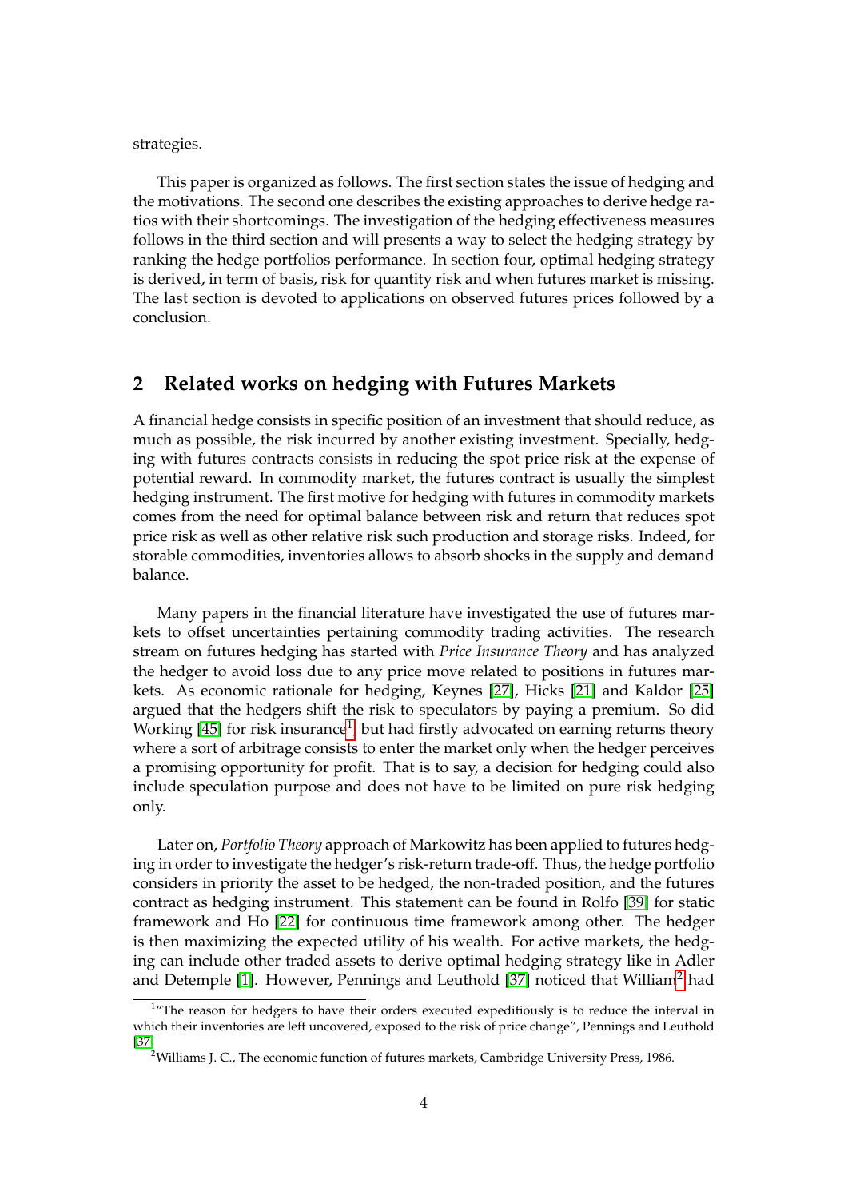strategies.

This paper is organized as follows. The first section states the issue of hedging and the motivations. The second one describes the existing approaches to derive hedge ratios with their shortcomings. The investigation of the hedging effectiveness measures follows in the third section and will presents a way to select the hedging strategy by ranking the hedge portfolios performance. In section four, optimal hedging strategy is derived, in term of basis, risk for quantity risk and when futures market is missing. The last section is devoted to applications on observed futures prices followed by a conclusion.

## 2 Related works on hedging with Futures Markets

A financial hedge consists in specific position of an investment that should reduce, as much as possible, the risk incurred by another existing investment. Specially, hedging with futures contracts consists in reducing the spot price risk at the expense of potential reward. In commodity market, the futures contract is usually the simplest hedging instrument. The first motive for hedging with futures in commodity markets comes from the need for optimal balance between risk and return that reduces spot price risk as well as other relative risk such production and storage risks. Indeed, for storable commodities, inventories allows to absorb shocks in the supply and demand balance.

Many papers in the financial literature have investigated the use of futures markets to offset uncertainties pertaining commodity trading activities. The research stream on futures hedging has started with *Price Insurance Theory* and has analyzed the hedger to avoid loss due to any price move related to positions in futures markets. As economic rationale for hedging, Keynes [27], Hicks [21] and Kaldor [25] argued that the hedgers shift the risk to speculators by paying a premium. So did Working [45] for risk insurance[1], but had firstly advocated on earning returns theory where a sort of arbitrage consists to enter the market only when the hedger perceives a promising opportunity for profit. That is to say, a decision for hedging could also include speculation purpose and does not have to be limited on pure risk hedging only.

Later on, *Portfolio Theory* approach of Markowitz has been applied to futures hedging in order to investigate the hedger's risk-return trade-off. Thus, the hedge portfolio considers in priority the asset to be hedged, the non-traded position, and the futures contract as hedging instrument. This statement can be found in Rolfo [39] for static framework and Ho [22] for continuous time framework among other. The hedger is then maximizing the expected utility of his wealth. For active markets, the hedging can include other traded assets to derive optimal hedging strategy like in Adler and Detemple [1]. However, Pennings and Leuthold [37] noticed that William[2] had

[1] "The reason for hedgers to have their orders executed expeditiously is to reduce the interval in which their inventories are left uncovered, exposed to the risk of price change", Pennings and Leuthold [37]

[2] Williams J. C., The economic function of futures markets, Cambridge University Press, 1986.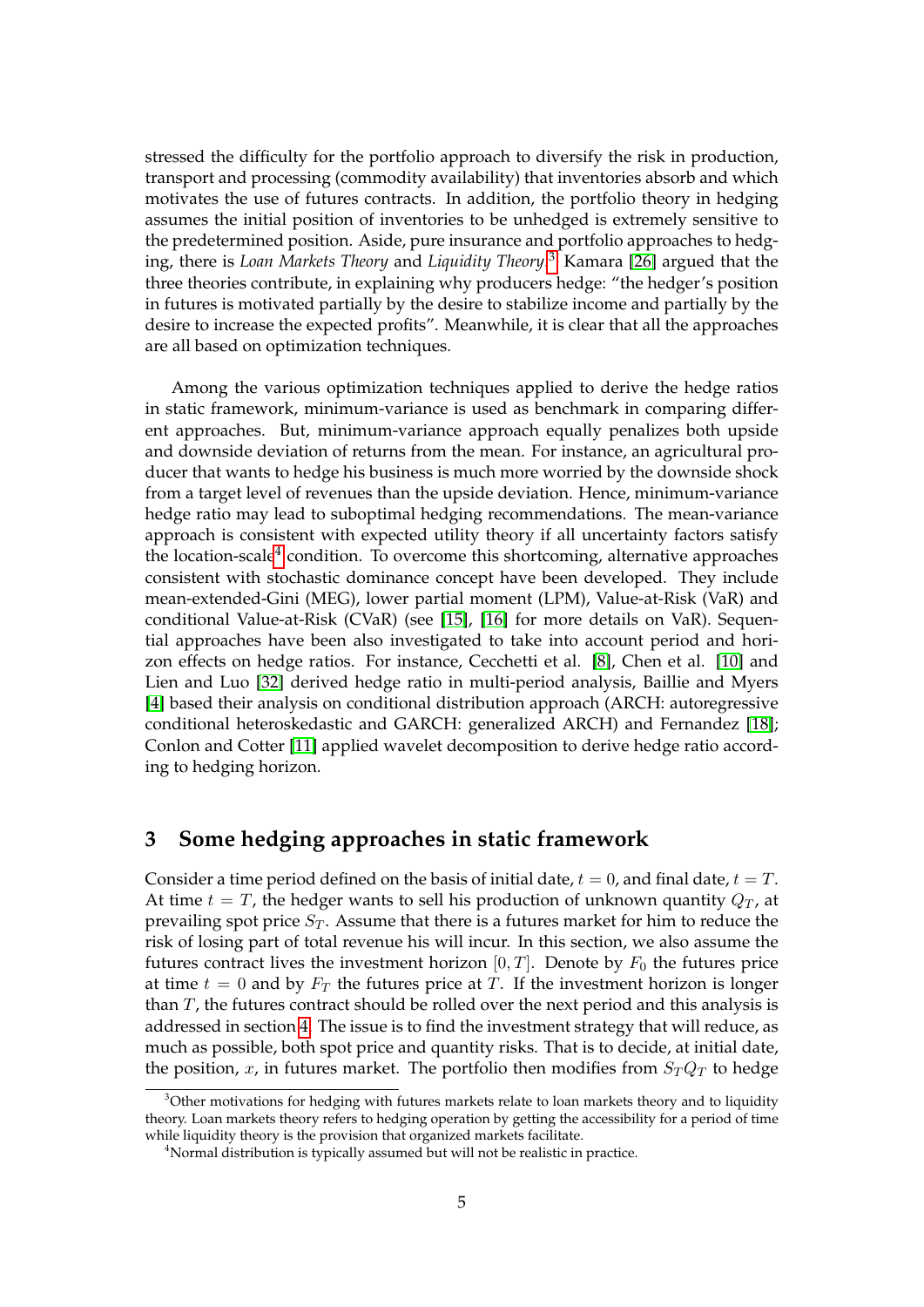stressed the difficulty for the portfolio approach to diversify the risk in production, transport and processing (commodity availability) that inventories absorb and which motivates the use of futures contracts. In addition, the portfolio theory in hedging assumes the initial position of inventories to be unhedged is extremely sensitive to the predetermined position. Aside, pure insurance and portfolio approaches to hedging, there is *Loan Markets Theory* and *Liquidity Theory*.[3] Kamara [26] argued that the three theories contribute, in explaining why producers hedge: "the hedger's position in futures is motivated partially by the desire to stabilize income and partially by the desire to increase the expected profits". Meanwhile, it is clear that all the approaches are all based on optimization techniques.

Among the various optimization techniques applied to derive the hedge ratios in static framework, minimum-variance is used as benchmark in comparing different approaches. But, minimum-variance approach equally penalizes both upside and downside deviation of returns from the mean. For instance, an agricultural producer that wants to hedge his business is much more worried by the downside shock from a target level of revenues than the upside deviation. Hence, minimum-variance hedge ratio may lead to suboptimal hedging recommendations. The mean-variance approach is consistent with expected utility theory if all uncertainty factors satisfy the location-scale[4] condition. To overcome this shortcoming, alternative approaches consistent with stochastic dominance concept have been developed. They include mean-extended-Gini (MEG), lower partial moment (LPM), Value-at-Risk (VaR) and conditional Value-at-Risk (CVaR) (see [15], [16] for more details on VaR). Sequential approaches have been also investigated to take into account period and horizon effects on hedge ratios. For instance, Cecchetti et al. [8], Chen et al. [10] and Lien and Luo [32] derived hedge ratio in multi-period analysis, Baillie and Myers [4] based their analysis on conditional distribution approach (ARCH: autoregressive conditional heteroskedastic and GARCH: generalized ARCH) and Fernandez [18]; Conlon and Cotter [11] applied wavelet decomposition to derive hedge ratio according to hedging horizon.

## 3 Some hedging approaches in static framework

Consider a time period defined on the basis of initial date, $t = 0$, and final date, $t = T$. At time $t = T$, the hedger wants to sell his production of unknown quantity $Q_T$, at prevailing spot price $S_T$. Assume that there is a futures market for him to reduce the risk of losing part of total revenue his will incur. In this section, we also assume the futures contract lives the investment horizon $[0, T]$. Denote by $F_0$ the futures price at time $t = 0$ and by $F_T$ the futures price at $T$. If the investment horizon is longer than $T$, the futures contract should be rolled over the next period and this analysis is addressed in section 4. The issue is to find the investment strategy that will reduce, as much as possible, both spot price and quantity risks. That is to decide, at initial date, the position, $x$, in futures market. The portfolio then modifies from $S_T Q_T$ to hedge

[3] Other motivations for hedging with futures markets relate to loan markets theory and to liquidity theory. Loan markets theory refers to hedging operation by getting the accessibility for a period of time while liquidity theory is the provision that organized markets facilitate.

[4] Normal distribution is typically assumed but will not be realistic in practice.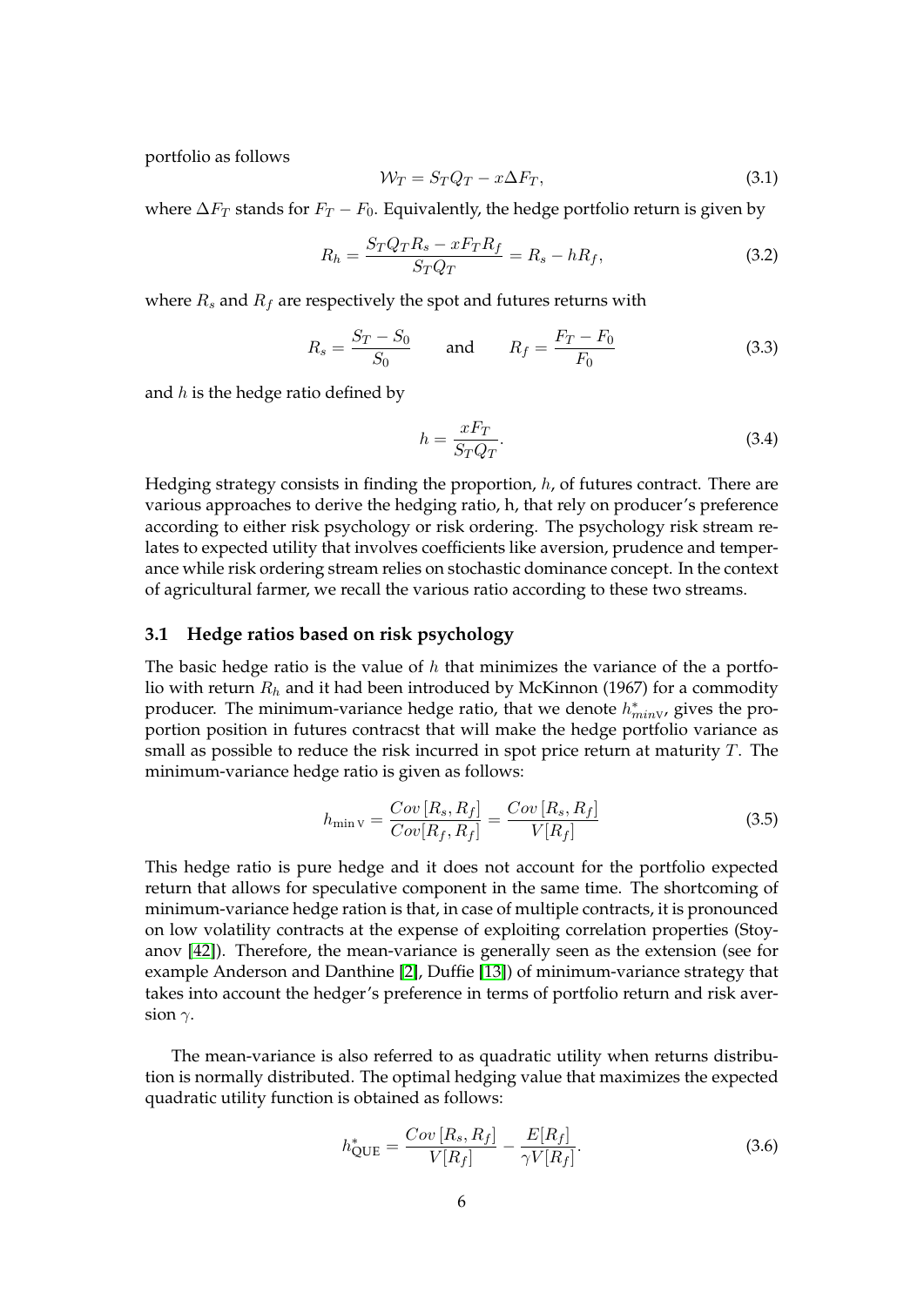portfolio as follows

$$\mathcal{W}_T = S_T Q_T - x\Delta F_T, \tag{3.1}$$

where $\Delta F_T$ stands for $F_T - F_0$. Equivalently, the hedge portfolio return is given by

$$R_h = \frac{S_T Q_T R_s - x F_T R_f}{S_T Q_T} = R_s - hR_f, \tag{3.2}$$

where $R_s$ and $R_f$ are respectively the spot and futures returns with

$$R_s = \frac{S_T - S_0}{S_0} \qquad \text{and} \qquad R_f = \frac{F_T - F_0}{F_0} \tag{3.3}$$

and $h$ is the hedge ratio defined by

$$h = \frac{xF_T}{S_T Q_T}. \tag{3.4}$$

Hedging strategy consists in finding the proportion, $h$, of futures contract. There are various approaches to derive the hedging ratio, h, that rely on producer's preference according to either risk psychology or risk ordering. The psychology risk stream relates to expected utility that involves coefficients like aversion, prudence and temperance while risk ordering stream relies on stochastic dominance concept. In the context of agricultural farmer, we recall the various ratio according to these two streams.

### 3.1 Hedge ratios based on risk psychology

The basic hedge ratio is the value of $h$ that minimizes the variance of the a portfolio with return $R_h$ and it had been introduced by McKinnon (1967) for a commodity producer. The minimum-variance hedge ratio, that we denote $h^*_{min\mathrm{V}}$, gives the proportion position in futures contracst that will make the hedge portfolio variance as small as possible to reduce the risk incurred in spot price return at maturity $T$. The minimum-variance hedge ratio is given as follows:

$$h_{\min \mathrm{V}} = \frac{Cov\left[R_s, R_f\right]}{Cov[R_f, R_f]} = \frac{Cov\left[R_s, R_f\right]}{V[R_f]} \tag{3.5}$$

This hedge ratio is pure hedge and it does not account for the portfolio expected return that allows for speculative component in the same time. The shortcoming of minimum-variance hedge ration is that, in case of multiple contracts, it is pronounced on low volatility contracts at the expense of exploiting correlation properties (Stoyanov [42]). Therefore, the mean-variance is generally seen as the extension (see for example Anderson and Danthine [2], Duffie [13]) of minimum-variance strategy that takes into account the hedger's preference in terms of portfolio return and risk aversion $\gamma$.

The mean-variance is also referred to as quadratic utility when returns distribution is normally distributed. The optimal hedging value that maximizes the expected quadratic utility function is obtained as follows:

$$h^*_{\mathrm{QUE}} = \frac{Cov\left[R_s, R_f\right]}{V[R_f]} - \frac{E[R_f]}{\gamma V[R_f]}. \tag{3.6}$$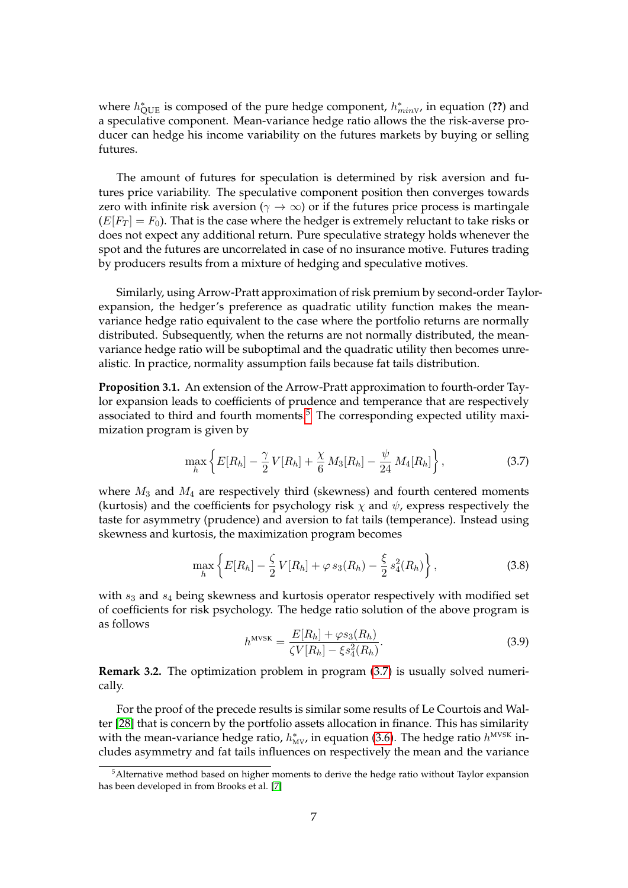where $h^*_{\text{QUE}}$ is composed of the pure hedge component, $h^*_{minV}$, in equation (**??**) and a speculative component. Mean-variance hedge ratio allows the the risk-averse producer can hedge his income variability on the futures markets by buying or selling futures.

The amount of futures for speculation is determined by risk aversion and futures price variability. The speculative component position then converges towards zero with infinite risk aversion ($\gamma \to \infty$) or if the futures price process is martingale ($E[F_T] = F_0$). That is the case where the hedger is extremely reluctant to take risks or does not expect any additional return. Pure speculative strategy holds whenever the spot and the futures are uncorrelated in case of no insurance motive. Futures trading by producers results from a mixture of hedging and speculative motives.

Similarly, using Arrow-Pratt approximation of risk premium by second-order Taylor-expansion, the hedger's preference as quadratic utility function makes the mean-variance hedge ratio equivalent to the case where the portfolio returns are normally distributed. Subsequently, when the returns are not normally distributed, the mean-variance hedge ratio will be suboptimal and the quadratic utility then becomes unrealistic. In practice, normality assumption fails because fat tails distribution.

**Proposition 3.1.** An extension of the Arrow-Pratt approximation to fourth-order Taylor expansion leads to coefficients of prudence and temperance that are respectively associated to third and fourth moments.[5] The corresponding expected utility maximization program is given by

$$\max_h \left\{ E[R_h] - \frac{\gamma}{2}\, V[R_h] + \frac{\chi}{6}\, M_3[R_h] - \frac{\psi}{24}\, M_4[R_h] \right\}, \tag{3.7}$$

where $M_3$ and $M_4$ are respectively third (skewness) and fourth centered moments (kurtosis) and the coefficients for psychology risk $\chi$ and $\psi$, express respectively the taste for asymmetry (prudence) and aversion to fat tails (temperance). Instead using skewness and kurtosis, the maximization program becomes

$$\max_h \left\{ E[R_h] - \frac{\zeta}{2}\, V[R_h] + \varphi\, s_3(R_h) - \frac{\xi}{2}\, s_4^2(R_h) \right\}, \tag{3.8}$$

with $s_3$ and $s_4$ being skewness and kurtosis operator respectively with modified set of coefficients for risk psychology. The hedge ratio solution of the above program is as follows

$$h^{\text{MVSK}} = \frac{E[R_h] + \varphi s_3(R_h)}{\zeta V[R_h] - \xi s_4^2(R_h)}. \tag{3.9}$$

**Remark 3.2.** The optimization problem in program (3.7) is usually solved numerically.

For the proof of the precede results is similar some results of Le Courtois and Walter [28] that is concern by the portfolio assets allocation in finance. This has similarity with the mean-variance hedge ratio, $h^*_{\text{MV}}$, in equation (3.6). The hedge ratio $h^{\text{MVSK}}$ includes asymmetry and fat tails influences on respectively the mean and the variance

[5] Alternative method based on higher moments to derive the hedge ratio without Taylor expansion has been developed in from Brooks et al. [7]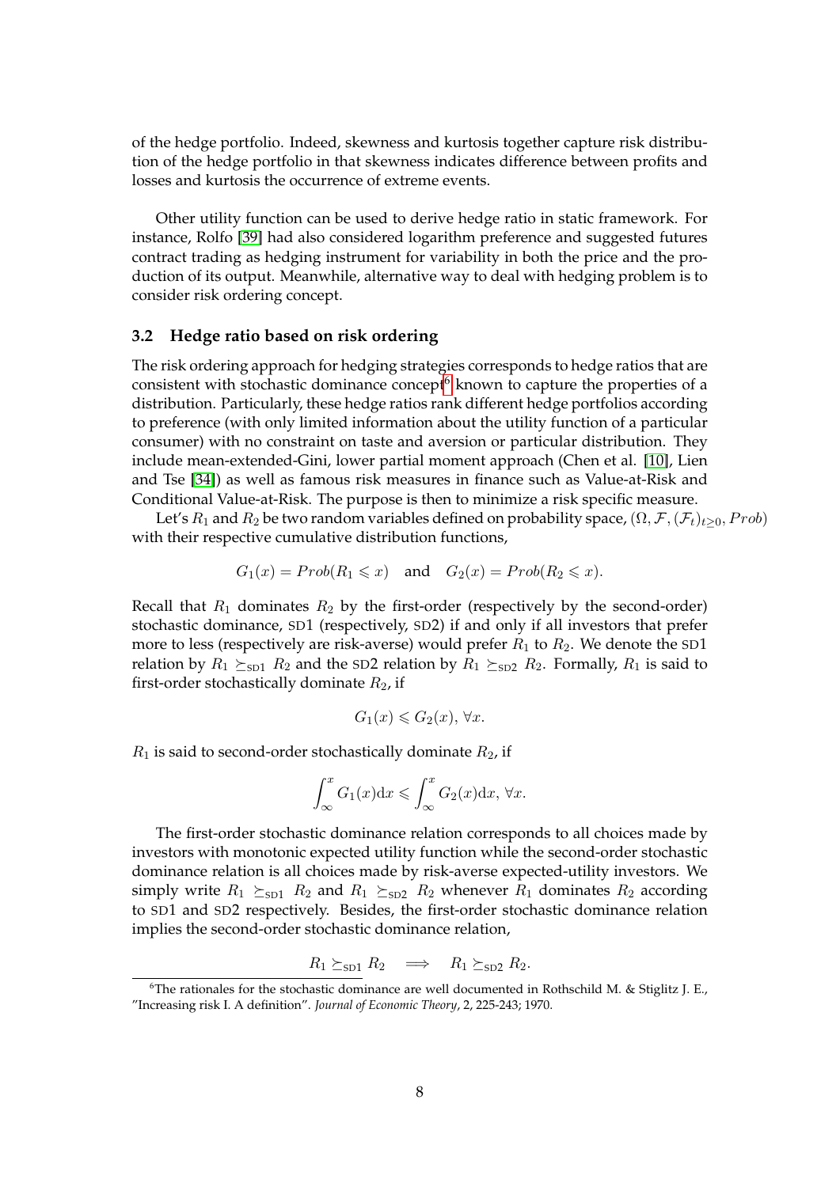of the hedge portfolio. Indeed, skewness and kurtosis together capture risk distribution of the hedge portfolio in that skewness indicates difference between profits and losses and kurtosis the occurrence of extreme events.

Other utility function can be used to derive hedge ratio in static framework. For instance, Rolfo [39] had also considered logarithm preference and suggested futures contract trading as hedging instrument for variability in both the price and the production of its output. Meanwhile, alternative way to deal with hedging problem is to consider risk ordering concept.

### 3.2 Hedge ratio based on risk ordering

The risk ordering approach for hedging strategies corresponds to hedge ratios that are consistent with stochastic dominance concept[6] known to capture the properties of a distribution. Particularly, these hedge ratios rank different hedge portfolios according to preference (with only limited information about the utility function of a particular consumer) with no constraint on taste and aversion or particular distribution. They include mean-extended-Gini, lower partial moment approach (Chen et al. [10], Lien and Tse [34]) as well as famous risk measures in finance such as Value-at-Risk and Conditional Value-at-Risk. The purpose is then to minimize a risk specific measure.

Let's $R_1$ and $R_2$ be two random variables defined on probability space, $(\Omega, \mathcal{F}, (\mathcal{F}_t)_{t\geq 0}, Prob)$ with their respective cumulative distribution functions,

$$G_1(x) = Prob(R_1 \leqslant x) \quad \text{and} \quad G_2(x) = Prob(R_2 \leqslant x).$$

Recall that $R_1$ dominates $R_2$ by the first-order (respectively by the second-order) stochastic dominance, SD1 (respectively, SD2) if and only if all investors that prefer more to less (respectively are risk-averse) would prefer $R_1$ to $R_2$. We denote the SD1 relation by $R_1 \succeq_{\text{SD1}} R_2$ and the SD2 relation by $R_1 \succeq_{\text{SD2}} R_2$. Formally, $R_1$ is said to first-order stochastically dominate $R_2$, if

$$G_1(x) \leqslant G_2(x),\ \forall x.$$

$R_1$ is said to second-order stochastically dominate $R_2$, if

$$\int_{\infty}^{x} G_1(x)\mathrm{d}x \leqslant \int_{\infty}^{x} G_2(x)\mathrm{d}x,\ \forall x.$$

The first-order stochastic dominance relation corresponds to all choices made by investors with monotonic expected utility function while the second-order stochastic dominance relation is all choices made by risk-averse expected-utility investors. We simply write $R_1 \succeq_{\text{SD1}} R_2$ and $R_1 \succeq_{\text{SD2}} R_2$ whenever $R_1$ dominates $R_2$ according to SD1 and SD2 respectively. Besides, the first-order stochastic dominance relation implies the second-order stochastic dominance relation,

$$R_1 \succeq_{\text{SD1}} R_2 \quad \Longrightarrow \quad R_1 \succeq_{\text{SD2}} R_2.$$

[6] The rationales for the stochastic dominance are well documented in Rothschild M. & Stiglitz J. E., "Increasing risk I. A definition". *Journal of Economic Theory*, 2, 225-243; 1970.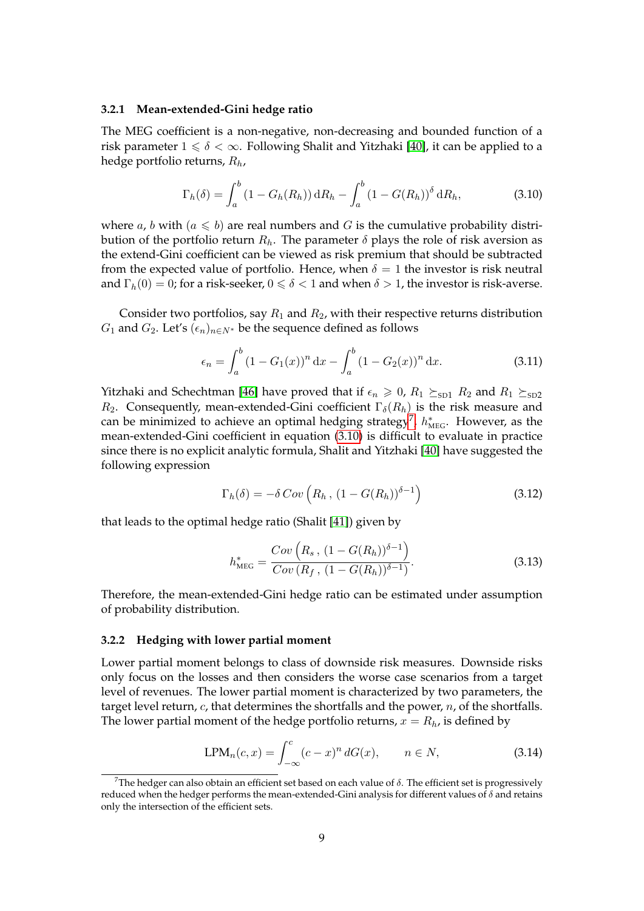### 3.2.1 Mean-extended-Gini hedge ratio

The MEG coefficient is a non-negative, non-decreasing and bounded function of a risk parameter $1 \leqslant \delta < \infty$. Following Shalit and Yitzhaki [40], it can be applied to a hedge portfolio returns, $R_h$,

$$\Gamma_h(\delta) = \int_a^b (1 - G_h(R_h))\, \mathrm{d}R_h - \int_a^b (1 - G(R_h))^{\delta}\, \mathrm{d}R_h, \tag{3.10}$$

where $a$, $b$ with $(a \leqslant b)$ are real numbers and $G$ is the cumulative probability distribution of the portfolio return $R_h$. The parameter $\delta$ plays the role of risk aversion as the extend-Gini coefficient can be viewed as risk premium that should be subtracted from the expected value of portfolio. Hence, when $\delta = 1$ the investor is risk neutral and $\Gamma_h(0) = 0$; for a risk-seeker, $0 \leqslant \delta < 1$ and when $\delta > 1$, the investor is risk-averse.

Consider two portfolios, say $R_1$ and $R_2$, with their respective returns distribution $G_1$ and $G_2$. Let's $(\epsilon_n)_{n \in N^*}$ be the sequence defined as follows

$$\epsilon_n = \int_a^b (1 - G_1(x))^n\, \mathrm{d}x - \int_a^b (1 - G_2(x))^n\, \mathrm{d}x. \tag{3.11}$$

Yitzhaki and Schechtman [46] have proved that if $\epsilon_n \geqslant 0$, $R_1 \succeq_{\mathrm{SD1}} R_2$ and $R_1 \succeq_{\mathrm{SD2}} R_2$. Consequently, mean-extended-Gini coefficient $\Gamma_\delta(R_h)$ is the risk measure and can be minimized to achieve an optimal hedging strategy[7], $h^*_{\mathrm{MEG}}$. However, as the mean-extended-Gini coefficient in equation (3.10) is difficult to evaluate in practice since there is no explicit analytic formula, Shalit and Yitzhaki [40] have suggested the following expression

$$\Gamma_h(\delta) = -\delta\, Cov\left(R_h\, ,\, (1 - G(R_h))^{\delta - 1}\right) \tag{3.12}$$

that leads to the optimal hedge ratio (Shalit [41]) given by

$$h^*_{\mathrm{MEG}} = \frac{Cov\left(R_s\, ,\, (1 - G(R_h))^{\delta - 1}\right)}{Cov\left(R_f\, ,\, (1 - G(R_h))^{\delta - 1}\right)}. \tag{3.13}$$

Therefore, the mean-extended-Gini hedge ratio can be estimated under assumption of probability distribution.

### 3.2.2 Hedging with lower partial moment

Lower partial moment belongs to class of downside risk measures. Downside risks only focus on the losses and then considers the worse case scenarios from a target level of revenues. The lower partial moment is characterized by two parameters, the target level return, $c$, that determines the shortfalls and the power, $n$, of the shortfalls. The lower partial moment of the hedge portfolio returns, $x = R_h$, is defined by

$$\mathrm{LPM}_n(c, x) = \int_{-\infty}^{c} (c - x)^n\, dG(x), \qquad n \in N, \tag{3.14}$$

[7] The hedger can also obtain an efficient set based on each value of $\delta$. The efficient set is progressively reduced when the hedger performs the mean-extended-Gini analysis for different values of $\delta$ and retains only the intersection of the efficient sets.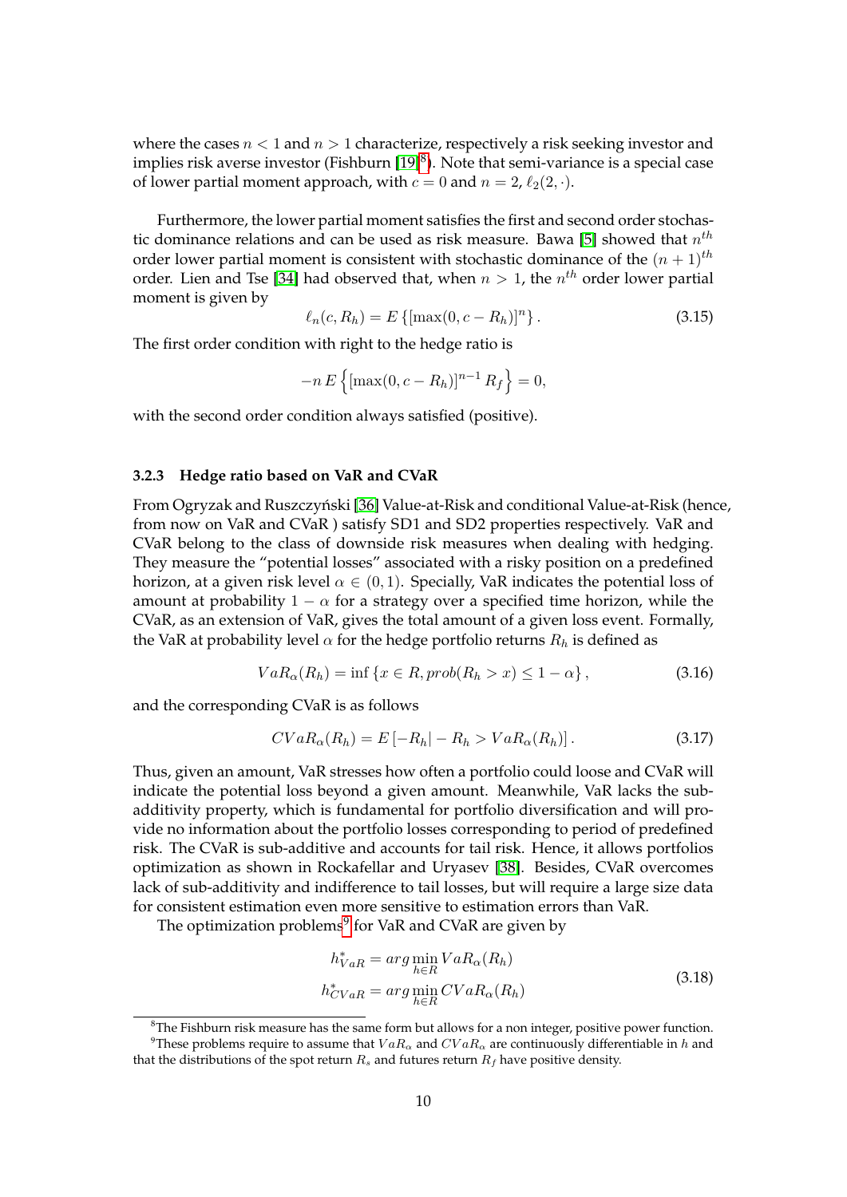where the cases $n < 1$ and $n > 1$ characterize, respectively a risk seeking investor and implies risk averse investor (Fishburn [19][8]). Note that semi-variance is a special case of lower partial moment approach, with $c = 0$ and $n = 2$, $\ell_2(2, \cdot)$.

Furthermore, the lower partial moment satisfies the first and second order stochastic dominance relations and can be used as risk measure. Bawa [5] showed that $n^{th}$ order lower partial moment is consistent with stochastic dominance of the $(n+1)^{th}$ order. Lien and Tse [34] had observed that, when $n > 1$, the $n^{th}$ order lower partial moment is given by

$$\ell_n(c, R_h) = E\left\{[\max(0, c - R_h)]^n\right\}. \tag{3.15}$$

The first order condition with right to the hedge ratio is

$$-n\, E\left\{[\max(0, c - R_h)]^{n-1} R_f\right\} = 0,$$

with the second order condition always satisfied (positive).

### 3.2.3 Hedge ratio based on VaR and CVaR

From Ogryzak and Ruszczyński [36] Value-at-Risk and conditional Value-at-Risk (hence, from now on VaR and CVaR ) satisfy SD1 and SD2 properties respectively. VaR and CVaR belong to the class of downside risk measures when dealing with hedging. They measure the "potential losses" associated with a risky position on a predefined horizon, at a given risk level $\alpha \in (0, 1)$. Specially, VaR indicates the potential loss of amount at probability $1 - \alpha$ for a strategy over a specified time horizon, while the CVaR, as an extension of VaR, gives the total amount of a given loss event. Formally, the VaR at probability level $\alpha$ for the hedge portfolio returns $R_h$ is defined as

$$VaR_\alpha(R_h) = \inf\left\{x \in R, prob(R_h > x) \leq 1 - \alpha\right\}, \tag{3.16}$$

and the corresponding CVaR is as follows

$$CVaR_\alpha(R_h) = E\left[-R_h| - R_h > VaR_\alpha(R_h)\right]. \tag{3.17}$$

Thus, given an amount, VaR stresses how often a portfolio could loose and CVaR will indicate the potential loss beyond a given amount. Meanwhile, VaR lacks the sub-additivity property, which is fundamental for portfolio diversification and will provide no information about the portfolio losses corresponding to period of predefined risk. The CVaR is sub-additive and accounts for tail risk. Hence, it allows portfolios optimization as shown in Rockafellar and Uryasev [38]. Besides, CVaR overcomes lack of sub-additivity and indifference to tail losses, but will require a large size data for consistent estimation even more sensitive to estimation errors than VaR.

The optimization problems[9] for VaR and CVaR are given by

$$\begin{aligned} h^*_{VaR} &= arg \min_{h \in R} VaR_\alpha(R_h) \\ h^*_{CVaR} &= arg \min_{h \in R} CVaR_\alpha(R_h) \end{aligned} \tag{3.18}$$

[8] The Fishburn risk measure has the same form but allows for a non integer, positive power function.

[9] These problems require to assume that $VaR_\alpha$ and $CVaR_\alpha$ are continuously differentiable in $h$ and that the distributions of the spot return $R_s$ and futures return $R_f$ have positive density.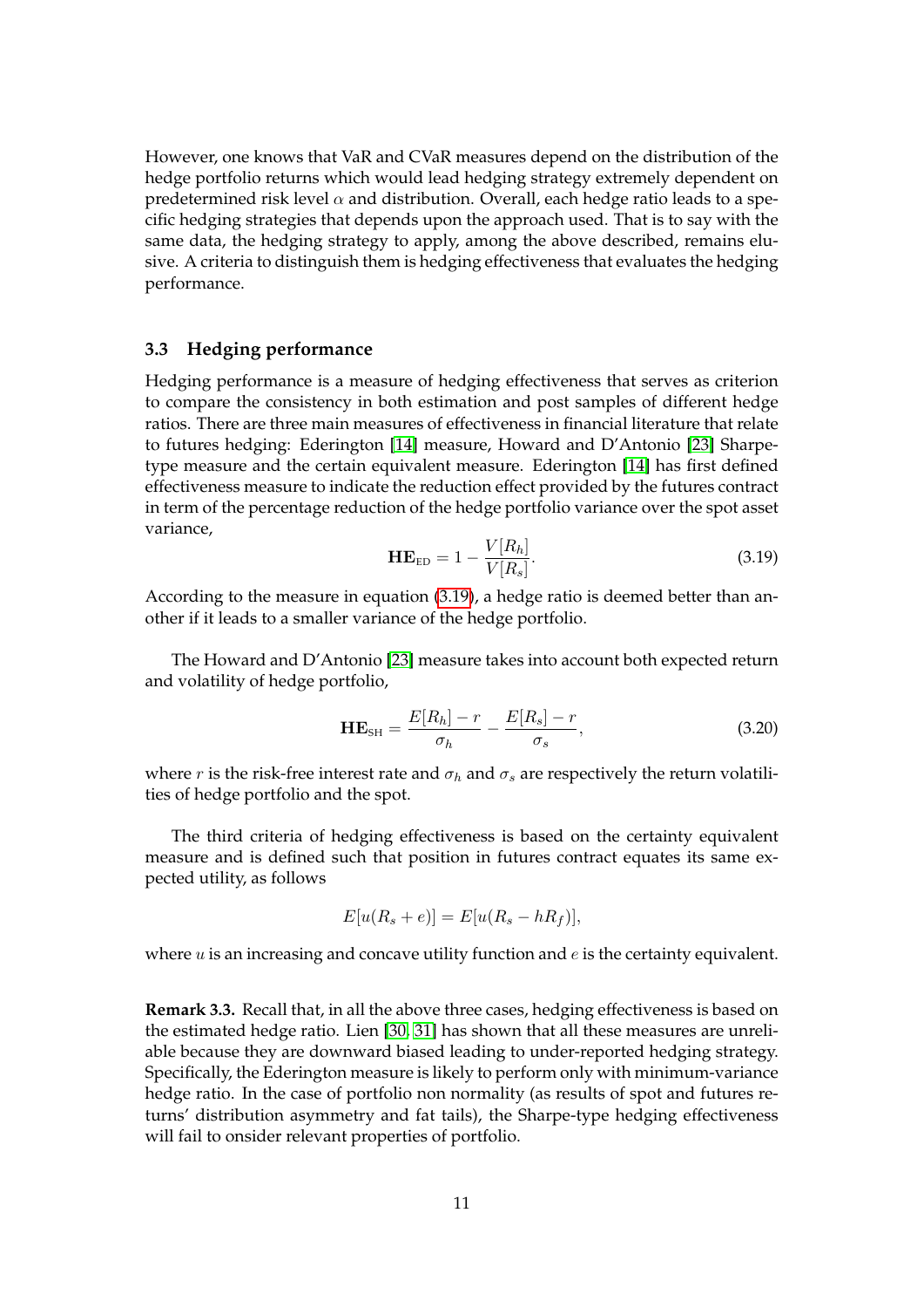However, one knows that VaR and CVaR measures depend on the distribution of the hedge portfolio returns which would lead hedging strategy extremely dependent on predetermined risk level $\alpha$ and distribution. Overall, each hedge ratio leads to a specific hedging strategies that depends upon the approach used. That is to say with the same data, the hedging strategy to apply, among the above described, remains elusive. A criteria to distinguish them is hedging effectiveness that evaluates the hedging performance.

### 3.3 Hedging performance

Hedging performance is a measure of hedging effectiveness that serves as criterion to compare the consistency in both estimation and post samples of different hedge ratios. There are three main measures of effectiveness in financial literature that relate to futures hedging: Ederington [14] measure, Howard and D'Antonio [23] Sharpe-type measure and the certain equivalent measure. Ederington [14] has first defined effectiveness measure to indicate the reduction effect provided by the futures contract in term of the percentage reduction of the hedge portfolio variance over the spot asset variance,

$$\mathbf{HE}_{\text{ED}} = 1 - \frac{V[R_h]}{V[R_s]}. \tag{3.19}$$

According to the measure in equation (3.19), a hedge ratio is deemed better than another if it leads to a smaller variance of the hedge portfolio.

The Howard and D'Antonio [23] measure takes into account both expected return and volatility of hedge portfolio,

$$\mathbf{HE}_{\text{SH}} = \frac{E[R_h] - r}{\sigma_h} - \frac{E[R_s] - r}{\sigma_s}, \tag{3.20}$$

where $r$ is the risk-free interest rate and $\sigma_h$ and $\sigma_s$ are respectively the return volatilities of hedge portfolio and the spot.

The third criteria of hedging effectiveness is based on the certainty equivalent measure and is defined such that position in futures contract equates its same expected utility, as follows

$$E[u(R_s + e)] = E[u(R_s - hR_f)],$$

where $u$ is an increasing and concave utility function and $e$ is the certainty equivalent.

**Remark 3.3.** Recall that, in all the above three cases, hedging effectiveness is based on the estimated hedge ratio. Lien [30, 31] has shown that all these measures are unreliable because they are downward biased leading to under-reported hedging strategy. Specifically, the Ederington measure is likely to perform only with minimum-variance hedge ratio. In the case of portfolio non normality (as results of spot and futures returns' distribution asymmetry and fat tails), the Sharpe-type hedging effectiveness will fail to onsider relevant properties of portfolio.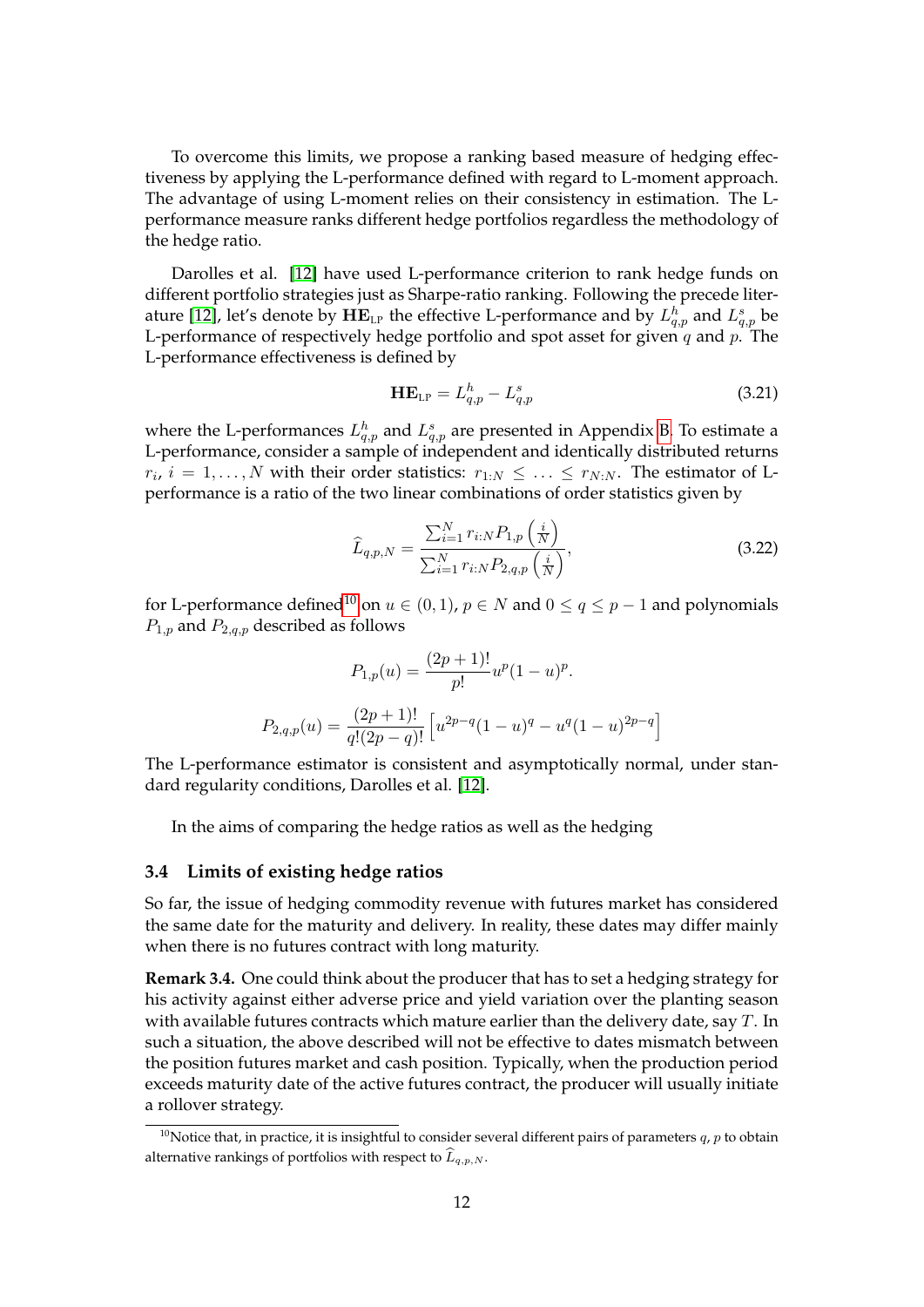To overcome this limits, we propose a ranking based measure of hedging effectiveness by applying the L-performance defined with regard to L-moment approach. The advantage of using L-moment relies on their consistency in estimation. The L-performance measure ranks different hedge portfolios regardless the methodology of the hedge ratio.

Darolles et al. [12] have used L-performance criterion to rank hedge funds on different portfolio strategies just as Sharpe-ratio ranking. Following the precede literature [12], let's denote by $\mathbf{HE}_{\text{LP}}$ the effective L-performance and by $L^h_{q,p}$ and $L^s_{q,p}$ be L-performance of respectively hedge portfolio and spot asset for given $q$ and $p$. The L-performance effectiveness is defined by

$$\mathbf{HE}_{\text{LP}} = L^h_{q,p} - L^s_{q,p} \tag{3.21}$$

where the L-performances $L^h_{q,p}$ and $L^s_{q,p}$ are presented in Appendix B. To estimate a L-performance, consider a sample of independent and identically distributed returns $r_i$, $i = 1, \ldots, N$ with their order statistics: $r_{1:N} \leq \ldots \leq r_{N:N}$. The estimator of L-performance is a ratio of the two linear combinations of order statistics given by

$$\widehat{L}_{q,p,N} = \frac{\sum_{i=1}^{N} r_{i:N} P_{1,p}\left(\frac{i}{N}\right)}{\sum_{i=1}^{N} r_{i:N} P_{2,q,p}\left(\frac{i}{N}\right)}, \tag{3.22}$$

for L-performance defined[10] on $u \in (0,1)$, $p \in N$ and $0 \leq q \leq p-1$ and polynomials $P_{1,p}$ and $P_{2,q,p}$ described as follows

$$P_{1,p}(u) = \frac{(2p+1)!}{p!} u^p (1-u)^p.$$

$$P_{2,q,p}(u) = \frac{(2p+1)!}{q!(2p-q)!} \left[ u^{2p-q}(1-u)^q - u^q (1-u)^{2p-q} \right]$$

The L-performance estimator is consistent and asymptotically normal, under standard regularity conditions, Darolles et al. [12].

In the aims of comparing the hedge ratios as well as the hedging

### 3.4 Limits of existing hedge ratios

So far, the issue of hedging commodity revenue with futures market has considered the same date for the maturity and delivery. In reality, these dates may differ mainly when there is no futures contract with long maturity.

**Remark 3.4.** One could think about the producer that has to set a hedging strategy for his activity against either adverse price and yield variation over the planting season with available futures contracts which mature earlier than the delivery date, say $T$. In such a situation, the above described will not be effective to dates mismatch between the position futures market and cash position. Typically, when the production period exceeds maturity date of the active futures contract, the producer will usually initiate a rollover strategy.

[10] Notice that, in practice, it is insightful to consider several different pairs of parameters $q$, $p$ to obtain alternative rankings of portfolios with respect to $\widehat{L}_{q,p,N}$.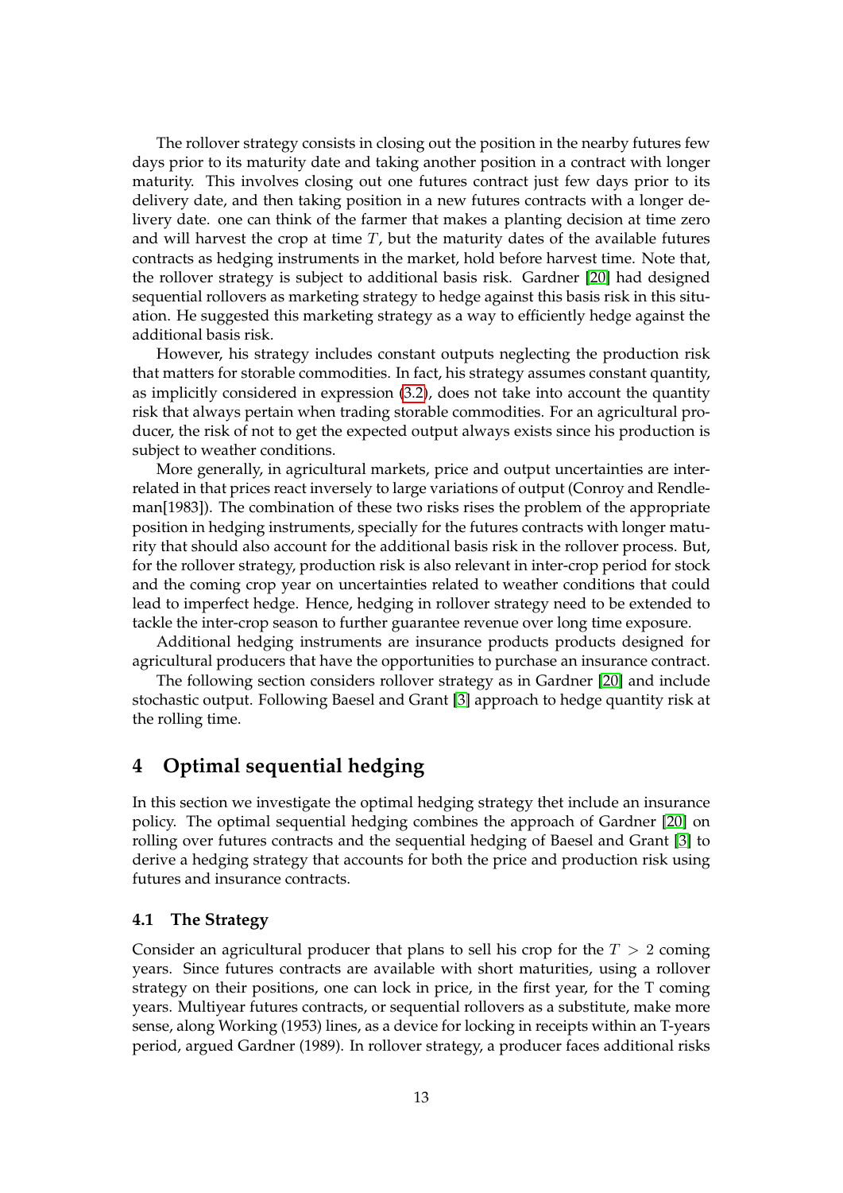The rollover strategy consists in closing out the position in the nearby futures few days prior to its maturity date and taking another position in a contract with longer maturity. This involves closing out one futures contract just few days prior to its delivery date, and then taking position in a new futures contracts with a longer delivery date. one can think of the farmer that makes a planting decision at time zero and will harvest the crop at time $T$, but the maturity dates of the available futures contracts as hedging instruments in the market, hold before harvest time. Note that, the rollover strategy is subject to additional basis risk. Gardner [20] had designed sequential rollovers as marketing strategy to hedge against this basis risk in this situation. He suggested this marketing strategy as a way to efficiently hedge against the additional basis risk.

However, his strategy includes constant outputs neglecting the production risk that matters for storable commodities. In fact, his strategy assumes constant quantity, as implicitly considered in expression (3.2), does not take into account the quantity risk that always pertain when trading storable commodities. For an agricultural producer, the risk of not to get the expected output always exists since his production is subject to weather conditions.

More generally, in agricultural markets, price and output uncertainties are interrelated in that prices react inversely to large variations of output (Conroy and Rendleman[1983]). The combination of these two risks rises the problem of the appropriate position in hedging instruments, specially for the futures contracts with longer maturity that should also account for the additional basis risk in the rollover process. But, for the rollover strategy, production risk is also relevant in inter-crop period for stock and the coming crop year on uncertainties related to weather conditions that could lead to imperfect hedge. Hence, hedging in rollover strategy need to be extended to tackle the inter-crop season to further guarantee revenue over long time exposure.

Additional hedging instruments are insurance products products designed for agricultural producers that have the opportunities to purchase an insurance contract.

The following section considers rollover strategy as in Gardner [20] and include stochastic output. Following Baesel and Grant [3] approach to hedge quantity risk at the rolling time.

# 4 Optimal sequential hedging

In this section we investigate the optimal hedging strategy thet include an insurance policy. The optimal sequential hedging combines the approach of Gardner [20] on rolling over futures contracts and the sequential hedging of Baesel and Grant [3] to derive a hedging strategy that accounts for both the price and production risk using futures and insurance contracts.

## 4.1 The Strategy

Consider an agricultural producer that plans to sell his crop for the $T > 2$ coming years. Since futures contracts are available with short maturities, using a rollover strategy on their positions, one can lock in price, in the first year, for the T coming years. Multiyear futures contracts, or sequential rollovers as a substitute, make more sense, along Working (1953) lines, as a device for locking in receipts within an T-years period, argued Gardner (1989). In rollover strategy, a producer faces additional risks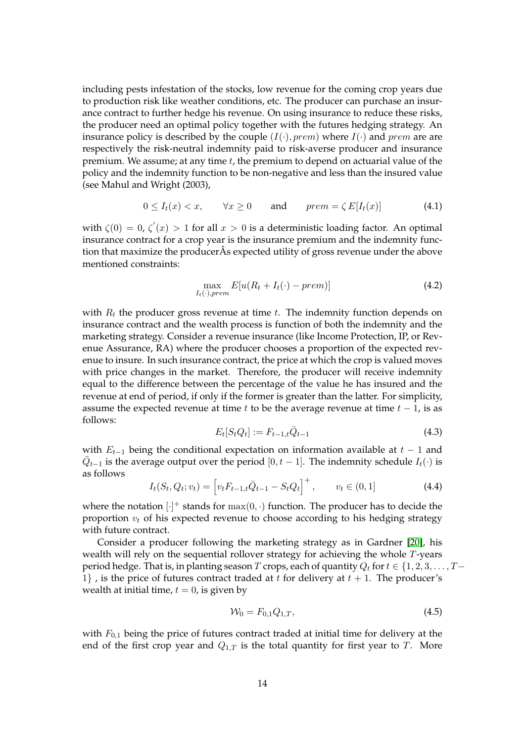including pests infestation of the stocks, low revenue for the coming crop years due to production risk like weather conditions, etc. The producer can purchase an insurance contract to further hedge his revenue. On using insurance to reduce these risks, the producer need an optimal policy together with the futures hedging strategy. An insurance policy is described by the couple $(I(\cdot), prem)$ where $I(\cdot)$ and $prem$ are are respectively the risk-neutral indemnity paid to risk-averse producer and insurance premium. We assume; at any time $t$, the premium to depend on actuarial value of the policy and the indemnity function to be non-negative and less than the insured value (see Mahul and Wright (2003),

$$0 \leq I_t(x) < x, \qquad \forall x \geq 0 \qquad \text{and} \qquad prem = \zeta\, E[I_t(x)] \tag{4.1}$$

with $\zeta(0) = 0$, $\zeta^{'}(x) > 1$ for all $x > 0$ is a deterministic loading factor. An optimal insurance contract for a crop year is the insurance premium and the indemnity function that maximize the producerÂs expected utility of gross revenue under the above mentioned constraints:

$$\max_{I_t(\cdot), prem} E[u(R_t + I_t(\cdot) - prem)] \tag{4.2}$$

with $R_t$ the producer gross revenue at time $t$. The indemnity function depends on insurance contract and the wealth process is function of both the indemnity and the marketing strategy. Consider a revenue insurance (like Income Protection, IP, or Revenue Assurance, RA) where the producer chooses a proportion of the expected revenue to insure. In such insurance contract, the price at which the crop is valued moves with price changes in the market. Therefore, the producer will receive indemnity equal to the difference between the percentage of the value he has insured and the revenue at end of period, if only if the former is greater than the latter. For simplicity, assume the expected revenue at time $t$ to be the average revenue at time $t-1$, is as follows:

$$E_t[S_t Q_t] := F_{t-1,t} \bar{Q}_{t-1} \tag{4.3}$$

with $E_{t-1}$ being the conditional expectation on information available at $t-1$ and $\bar{Q}_{t-1}$ is the average output over the period $[0, t-1]$. The indemnity schedule $I_t(\cdot)$ is as follows

$$I_t(S_t, Q_t; v_t) = \Big[v_t F_{t-1,t} \bar{Q}_{t-1} - S_t Q_t\Big]^+, \qquad v_t \in (0, 1] \tag{4.4}$$

where the notation $[\cdot]^+$ stands for $\max(0, \cdot)$ function. The producer has to decide the proportion $v_t$ of his expected revenue to choose according to his hedging strategy with future contract.

Consider a producer following the marketing strategy as in Gardner [20], his wealth will rely on the sequential rollover strategy for achieving the whole $T$-years period hedge. That is, in planting season $T$ crops, each of quantity $Q_t$ for $t \in \{1, 2, 3, \ldots, T-1\}$ , is the price of futures contract traded at $t$ for delivery at $t+1$. The producer's wealth at initial time, $t = 0$, is given by

$$\mathcal{W}_0 = F_{0,1} Q_{1,T}, \tag{4.5}$$

with $F_{0,1}$ being the price of futures contract traded at initial time for delivery at the end of the first crop year and $Q_{1,T}$ is the total quantity for first year to $T$. More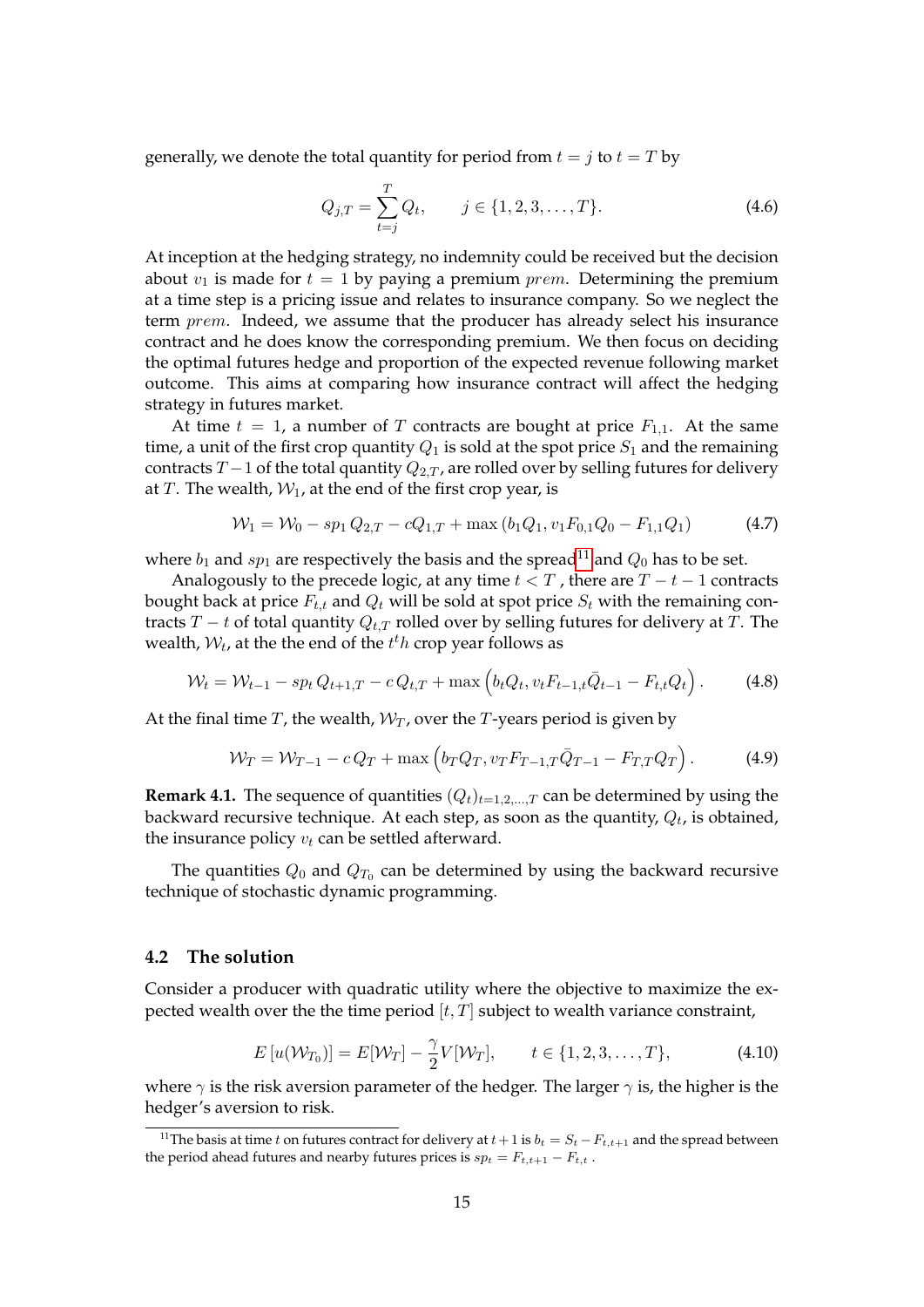generally, we denote the total quantity for period from $t = j$ to $t = T$ by

$$Q_{j,T} = \sum_{t=j}^{T} Q_t, \qquad j \in \{1, 2, 3, \dots, T\}. \tag{4.6}$$

At inception at the hedging strategy, no indemnity could be received but the decision about $v_1$ is made for $t = 1$ by paying a premium $prem$. Determining the premium at a time step is a pricing issue and relates to insurance company. So we neglect the term $prem$. Indeed, we assume that the producer has already select his insurance contract and he does know the corresponding premium. We then focus on deciding the optimal futures hedge and proportion of the expected revenue following market outcome. This aims at comparing how insurance contract will affect the hedging strategy in futures market.

At time $t = 1$, a number of $T$ contracts are bought at price $F_{1,1}$. At the same time, a unit of the first crop quantity $Q_1$ is sold at the spot price $S_1$ and the remaining contracts $T-1$ of the total quantity $Q_{2,T}$, are rolled over by selling futures for delivery at $T$. The wealth, $\mathcal{W}_1$, at the end of the first crop year, is

$$\mathcal{W}_1 = \mathcal{W}_0 - sp_1\, Q_{2,T} - cQ_{1,T} + \max\left(b_1 Q_1, v_1 F_{0,1} Q_0 - F_{1,1} Q_1\right) \tag{4.7}$$

where $b_1$ and $sp_1$ are respectively the basis and the spread[11] and $Q_0$ has to be set.

Analogously to the precede logic, at any time $t < T$ , there are $T - t - 1$ contracts bought back at price $F_{t,t}$ and $Q_t$ will be sold at spot price $S_t$ with the remaining contracts $T - t$ of total quantity $Q_{t,T}$ rolled over by selling futures for delivery at $T$. The wealth, $\mathcal{W}_t$, at the the end of the $t^t h$ crop year follows as

$$\mathcal{W}_t = \mathcal{W}_{t-1} - sp_t\, Q_{t+1,T} - c\, Q_{t,T} + \max\left(b_t Q_t, v_t F_{t-1,t} \bar{Q}_{t-1} - F_{t,t} Q_t\right). \tag{4.8}$$

At the final time $T$, the wealth, $\mathcal{W}_T$, over the $T$-years period is given by

$$\mathcal{W}_T = \mathcal{W}_{T-1} - c\, Q_T + \max\left(b_T Q_T, v_T F_{T-1,T} \bar{Q}_{T-1} - F_{T,T} Q_T\right). \tag{4.9}$$

**Remark 4.1.** The sequence of quantities $(Q_t)_{t=1,2,\dots,T}$ can be determined by using the backward recursive technique. At each step, as soon as the quantity, $Q_t$, is obtained, the insurance policy $v_t$ can be settled afterward.

The quantities $Q_0$ and $Q_{T_0}$ can be determined by using the backward recursive technique of stochastic dynamic programming.

### 4.2 The solution

Consider a producer with quadratic utility where the objective to maximize the expected wealth over the the time period $[t, T]$ subject to wealth variance constraint,

$$E\left[u(\mathcal{W}_{T_0})\right] = E[\mathcal{W}_T] - \frac{\gamma}{2} V[\mathcal{W}_T], \qquad t \in \{1, 2, 3, \dots, T\}, \tag{4.10}$$

where $\gamma$ is the risk aversion parameter of the hedger. The larger $\gamma$ is, the higher is the hedger's aversion to risk.

[11] The basis at time $t$ on futures contract for delivery at $t+1$ is $b_t = S_t - F_{t,t+1}$ and the spread between the period ahead futures and nearby futures prices is $sp_t = F_{t,t+1} - F_{t,t}$ .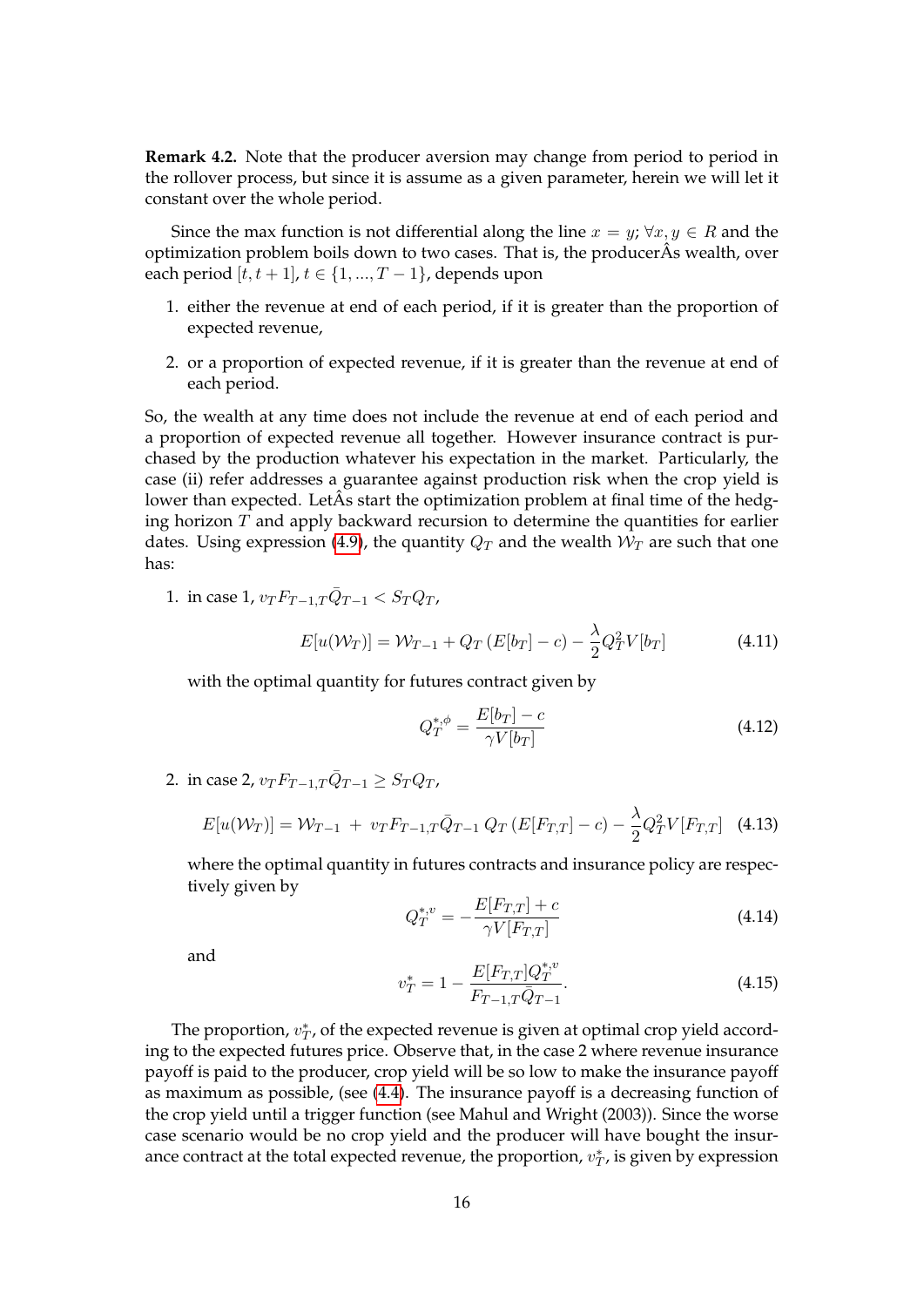**Remark 4.2.** Note that the producer aversion may change from period to period in the rollover process, but since it is assume as a given parameter, herein we will let it constant over the whole period.

Since the max function is not differential along the line $x = y$; $\forall x, y \in R$ and the optimization problem boils down to two cases. That is, the producerÂs wealth, over each period $[t, t+1]$, $t \in \{1, ..., T-1\}$, depends upon

1. either the revenue at end of each period, if it is greater than the proportion of expected revenue,
2. or a proportion of expected revenue, if it is greater than the revenue at end of each period.

So, the wealth at any time does not include the revenue at end of each period and a proportion of expected revenue all together. However insurance contract is purchased by the production whatever his expectation in the market. Particularly, the case (ii) refer addresses a guarantee against production risk when the crop yield is lower than expected. LetÂs start the optimization problem at final time of the hedging horizon $T$ and apply backward recursion to determine the quantities for earlier dates. Using expression (4.9), the quantity $Q_T$ and the wealth $\mathcal{W}_T$ are such that one has:

1. in case 1, $\upsilon_T F_{T-1,T}\bar{Q}_{T-1} < S_T Q_T$,

$$E[u(\mathcal{W}_T)] = \mathcal{W}_{T-1} + Q_T\left(E[b_T] - c\right) - \frac{\lambda}{2}Q_T^2 V[b_T] \tag{4.11}$$

with the optimal quantity for futures contract given by

$$Q_T^{*,\phi} = \frac{E[b_T] - c}{\gamma V[b_T]} \tag{4.12}$$

2. in case 2, $\upsilon_T F_{T-1,T}\bar{Q}_{T-1} \geq S_T Q_T$,

$$E[u(\mathcal{W}_T)] = \mathcal{W}_{T-1} \ + \ \upsilon_T F_{T-1,T}\bar{Q}_{T-1}\ Q_T\left(E[F_{T,T}] - c\right) - \frac{\lambda}{2}Q_T^2 V[F_{T,T}] \tag{4.13}$$

where the optimal quantity in futures contracts and insurance policy are respectively given by

$$Q_T^{*,\upsilon} = -\frac{E[F_{T,T}] + c}{\gamma V[F_{T,T}]} \tag{4.14}$$

and

$$\upsilon_T^* = 1 - \frac{E[F_{T,T}]Q_T^{*,\upsilon}}{F_{T-1,T}\bar{Q}_{T-1}}. \tag{4.15}$$

The proportion, $\upsilon_T^*$, of the expected revenue is given at optimal crop yield according to the expected futures price. Observe that, in the case 2 where revenue insurance payoff is paid to the producer, crop yield will be so low to make the insurance payoff as maximum as possible, (see (4.4). The insurance payoff is a decreasing function of the crop yield until a trigger function (see Mahul and Wright (2003)). Since the worse case scenario would be no crop yield and the producer will have bought the insurance contract at the total expected revenue, the proportion, $\upsilon_T^*$, is given by expression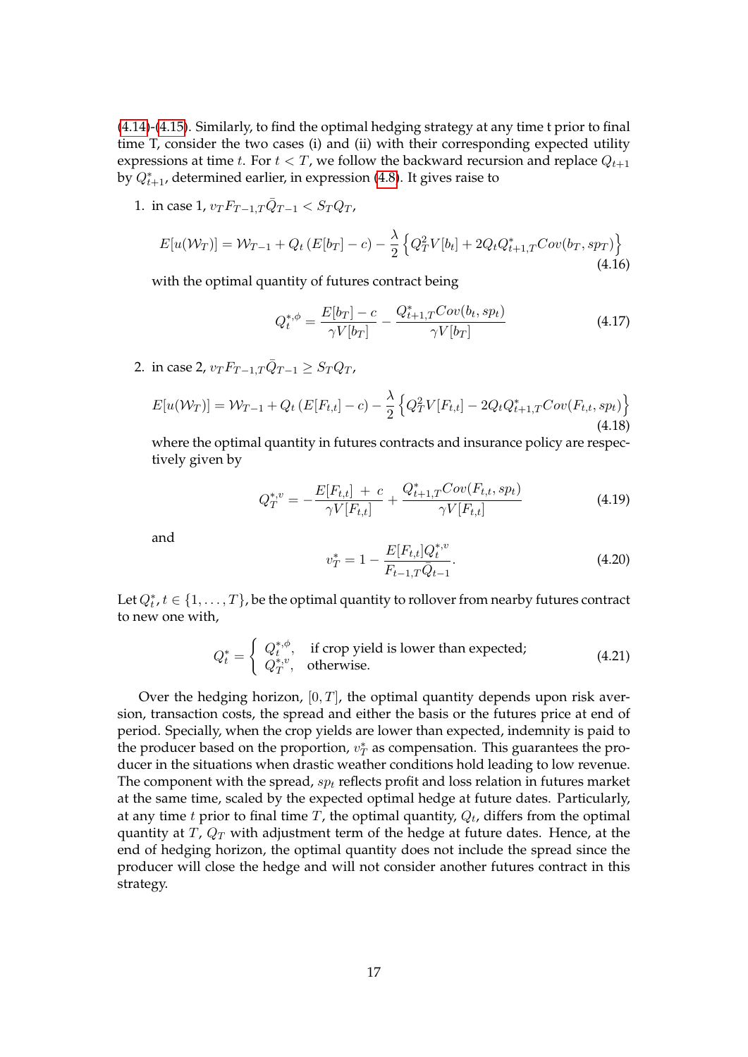(4.14)-(4.15). Similarly, to find the optimal hedging strategy at any time t prior to final time T, consider the two cases (i) and (ii) with their corresponding expected utility expressions at time $t$. For $t < T$, we follow the backward recursion and replace $Q_{t+1}$ by $Q^*_{t+1}$, determined earlier, in expression (4.8). It gives raise to

1. in case 1, $v_T F_{T-1,T}\bar{Q}_{T-1} < S_T Q_T$,

$$E[u(\mathcal{W}_T)] = \mathcal{W}_{T-1} + Q_t\left(E[b_T] - c\right) - \frac{\lambda}{2}\left\{Q_T^2 V[b_t] + 2Q_t Q^*_{t+1,T} Cov(b_T, sp_T)\right\} \tag{4.16}$$

with the optimal quantity of futures contract being

$$Q_t^{*,\phi} = \frac{E[b_T] - c}{\gamma V[b_T]} - \frac{Q^*_{t+1,T} Cov(b_t, sp_t)}{\gamma V[b_T]} \tag{4.17}$$

2. in case 2, $v_T F_{T-1,T}\bar{Q}_{T-1} \geq S_T Q_T$,

$$E[u(\mathcal{W}_T)] = \mathcal{W}_{T-1} + Q_t\left(E[F_{t,t}] - c\right) - \frac{\lambda}{2}\left\{Q_T^2 V[F_{t,t}] - 2Q_t Q^*_{t+1,T} Cov(F_{t,t}, sp_t)\right\} \tag{4.18}$$

where the optimal quantity in futures contracts and insurance policy are respectively given by

$$Q_T^{*,v} = -\frac{E[F_{t,t}] \; + \; c}{\gamma V[F_{t,t}]} + \frac{Q^*_{t+1,T} Cov(F_{t,t}, sp_t)}{\gamma V[F_{t,t}]} \tag{4.19}$$

and

$$v_T^* = 1 - \frac{E[F_{t,t}] Q_t^{*,v}}{F_{t-1,T}\bar{Q}_{t-1}}. \tag{4.20}$$

Let $Q_t^*$, $t \in \{1, \ldots, T\}$, be the optimal quantity to rollover from nearby futures contract to new one with,

$$Q_t^* = \begin{cases} Q_t^{*,\phi}, & \text{if crop yield is lower than expected;} \\ Q_T^{*,v}, & \text{otherwise.} \end{cases} \tag{4.21}$$

Over the hedging horizon, $[0, T]$, the optimal quantity depends upon risk aversion, transaction costs, the spread and either the basis or the futures price at end of period. Specially, when the crop yields are lower than expected, indemnity is paid to the producer based on the proportion, $v_T^*$ as compensation. This guarantees the producer in the situations when drastic weather conditions hold leading to low revenue. The component with the spread, $sp_t$ reflects profit and loss relation in futures market at the same time, scaled by the expected optimal hedge at future dates. Particularly, at any time $t$ prior to final time $T$, the optimal quantity, $Q_t$, differs from the optimal quantity at $T$, $Q_T$ with adjustment term of the hedge at future dates. Hence, at the end of hedging horizon, the optimal quantity does not include the spread since the producer will close the hedge and will not consider another futures contract in this strategy.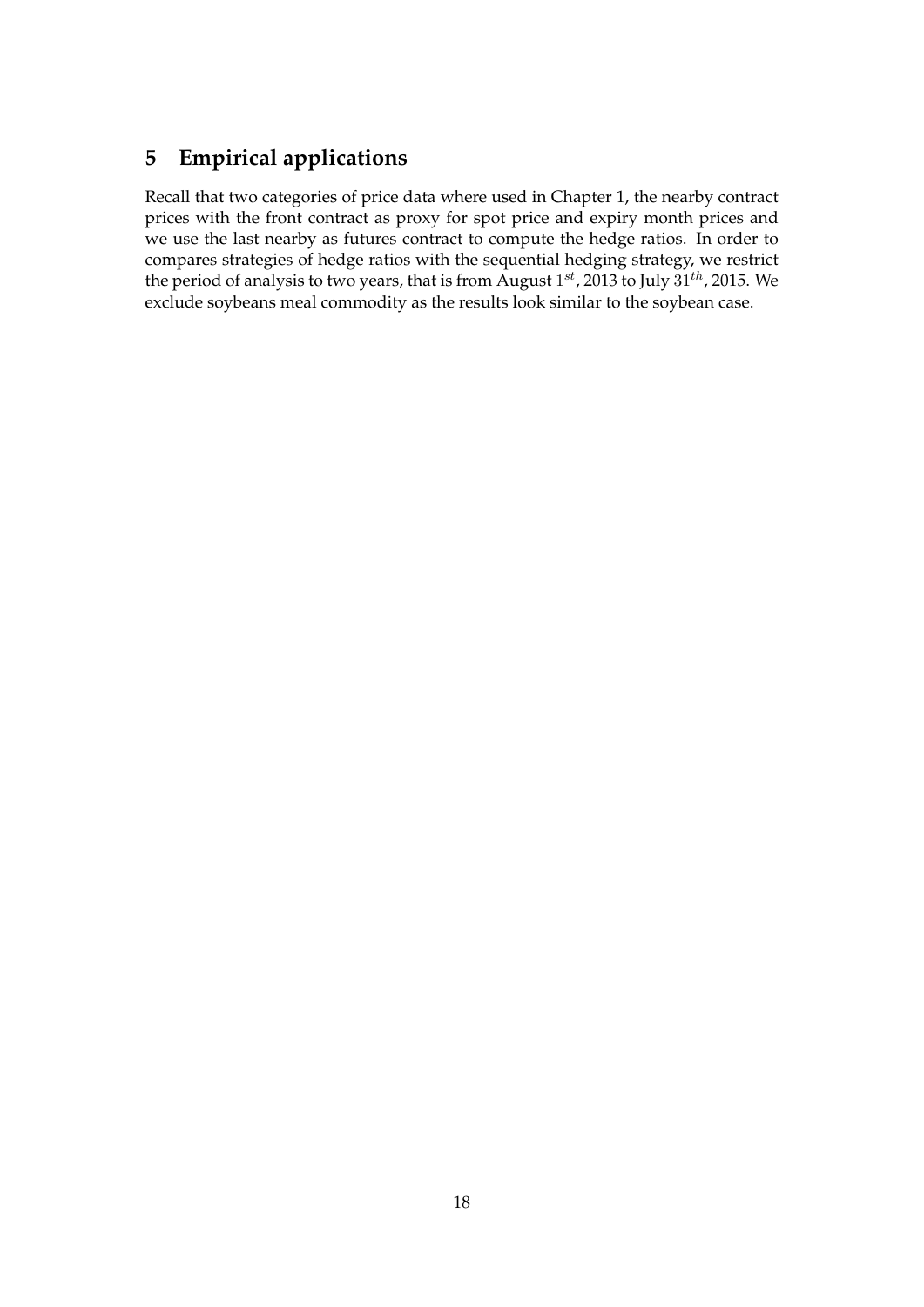## 5 Empirical applications

Recall that two categories of price data where used in Chapter 1, the nearby contract prices with the front contract as proxy for spot price and expiry month prices and we use the last nearby as futures contract to compute the hedge ratios. In order to compares strategies of hedge ratios with the sequential hedging strategy, we restrict the period of analysis to two years, that is from August $1^{st}$, 2013 to July $31^{th}$, 2015. We exclude soybeans meal commodity as the results look similar to the soybean case.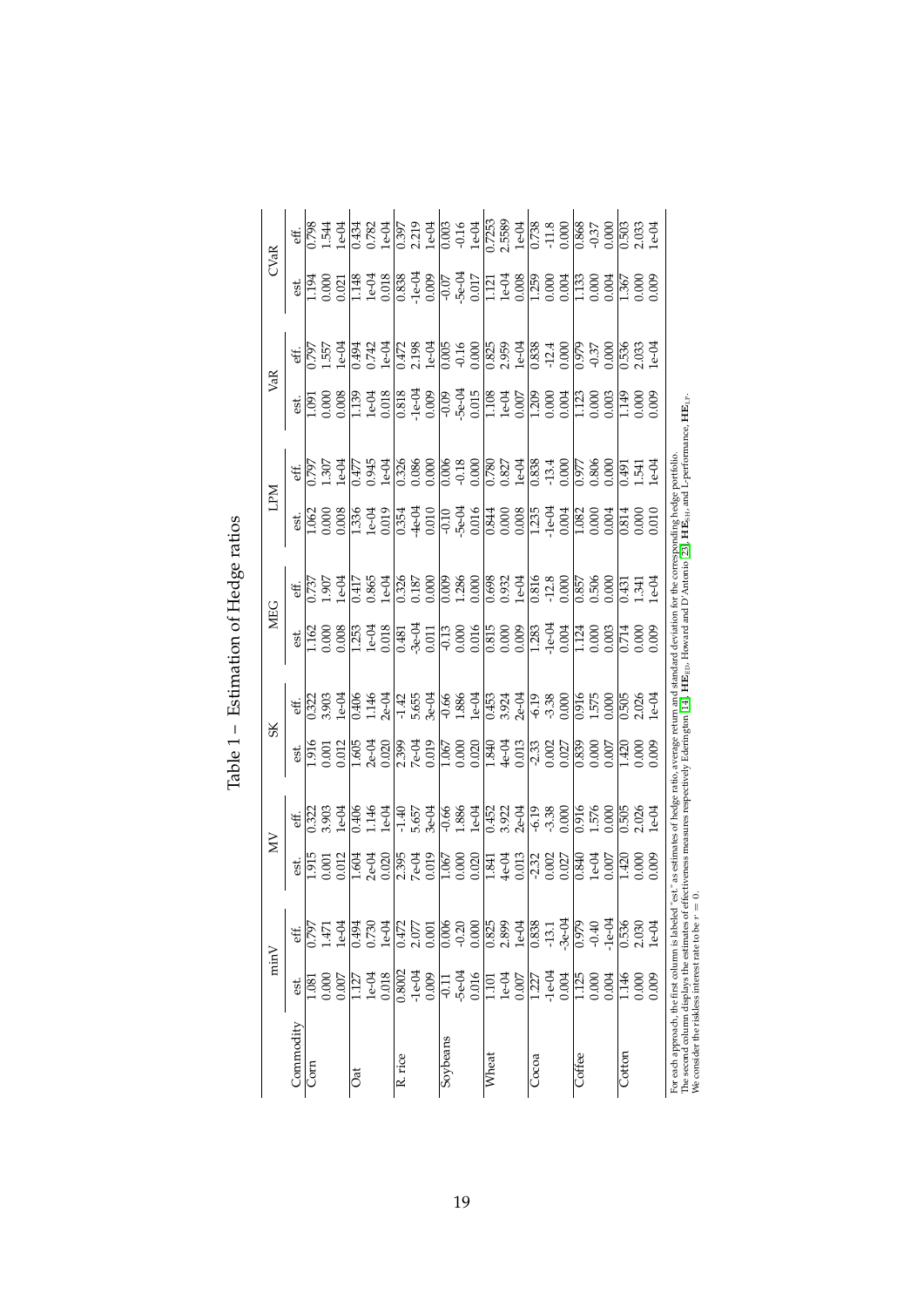Table 1 – Estimation of Hedge ratios

| Commodity | minV | | MV | | SK | | MEG | | LPM | | VaR | | CVaR | |
|---|---|---|---|---|---|---|---|---|---|---|---|---|---|---|
| | est. | eff. | est. | eff. | est. | eff. | est. | eff. | est. | eff. | est. | eff. | est. | eff. |
| Corn | 1.081 | 0.797 | 1.915 | 0.322 | 1.916 | 0.322 | 1.162 | 0.737 | 1.062 | 0.797 | 1.091 | 0.797 | 1.194 | 0.798 |
| | 0.000 | 1.471 | 0.001 | 3.903 | 0.001 | 3.903 | 0.000 | 1.907 | 0.000 | 1.307 | 0.000 | 1.557 | 0.000 | 1.544 |
| | 0.007 | 1e-04 | 0.012 | 1e-04 | 0.012 | 1e-04 | 0.008 | 1e-04 | 0.008 | 1e-04 | 0.008 | 1e-04 | 0.021 | 1e-04 |
| Oat | 1.127 | 0.494 | 1.604 | 0.406 | 1.605 | 0.406 | 1.253 | 0.417 | 1.336 | 0.477 | 1.139 | 0.494 | 1.148 | 0.434 |
| | 1e-04 | 0.730 | 2e-04 | 1.146 | 2e-04 | 1.146 | 1e-04 | 0.865 | 1e-04 | 0.945 | 1e-04 | 0.742 | 1e-04 | 0.782 |
| | 0.018 | 1e-04 | 0.020 | 1e-04 | 0.020 | 2e-04 | 0.018 | 1e-04 | 0.019 | 1e-04 | 0.018 | 1e-04 | 0.018 | 1e-04 |
| R. rice | 0.8002 | 0.472 | 2.395 | -1.40 | 2.399 | -1.42 | 0.481 | 0.326 | 0.354 | 0.326 | 0.818 | 0.472 | 0.838 | 0.397 |
| | -1e-04 | 2.077 | 7e-04 | 5.657 | 7e-04 | 5.655 | -3e-04 | 0.187 | -4e-04 | 0.086 | -1e-04 | 2.198 | -1e-04 | 2.219 |
| | 0.009 | 0.001 | 0.019 | 3e-04 | 0.019 | 3e-04 | 0.011 | 0.000 | 0.010 | 0.000 | 0.009 | 1e-04 | 0.009 | 1e-04 |
| Soybeans | -0.11 | 0.006 | 1.067 | -0.66 | 1.067 | -0.66 | -0.13 | 0.009 | -0.10 | 0.006 | -0.09 | 0.005 | -0.07 | 0.003 |
| | -5e-04 | -0.20 | 0.000 | 1.886 | 0.000 | 1.886 | 0.000 | 1.286 | -5e-04 | -0.18 | -5e-04 | -0.16 | -5e-04 | -0.16 |
| | 0.016 | 0.000 | 0.020 | 1e-04 | 0.020 | 1e-04 | 0.016 | 0.000 | 0.016 | 0.000 | 0.015 | 0.000 | 0.017 | 1e-04 |
| Wheat | 1.101 | 0.825 | 1.841 | 0.452 | 1.840 | 0.453 | 0.815 | 0.698 | 0.844 | 0.780 | 1.108 | 0.825 | 1.121 | 0.7253 |
| | 1e-04 | 2.899 | 4e-04 | 3.922 | 4e-04 | 3.924 | 0.000 | 0.932 | 0.000 | 0.827 | 1e-04 | 2.959 | 1e-04 | 2.5589 |
| | 0.007 | 1e-04 | 0.013 | 2e-04 | 0.013 | 2e-04 | 0.009 | 1e-04 | 0.008 | 1e-04 | 0.007 | 1e-04 | 0.008 | 1e-04 |
| Cocoa | 1.227 | 0.838 | -2.32 | -6.19 | -2.33 | -6.19 | 1.283 | 0.816 | 1.235 | 0.838 | 1.209 | 0.838 | 1.259 | 0.738 |
| | -1e-04 | -13.1 | 0.002 | -3.38 | 0.002 | -3.38 | -1e-04 | -12.8 | -1e-04 | -13.4 | 0.000 | -12.4 | 0.000 | -11.8 |
| | 0.004 | -3e-04 | 0.027 | 0.000 | 0.027 | 0.000 | 0.004 | 0.000 | 0.004 | 0.000 | 0.004 | 0.000 | 0.004 | 0.000 |
| Coffee | 1.125 | 0.979 | 0.840 | 0.916 | 0.839 | 0.916 | 1.124 | 0.857 | 1.082 | 0.977 | 1.123 | 0.979 | 1.133 | 0.868 |
| | 0.000 | -0.40 | 1e-04 | 1.576 | 0.000 | 1.575 | 0.000 | 0.506 | 0.000 | 0.806 | 0.000 | -0.37 | 0.000 | -0.37 |
| | 0.004 | -1e-04 | 0.007 | 0.000 | 0.007 | 0.000 | 0.003 | 0.000 | 0.004 | 0.000 | 0.003 | 0.000 | 0.004 | 0.000 |
| Cotton | 1.146 | 0.536 | 1.420 | 0.505 | 1.420 | 0.505 | 0.714 | 0.431 | 0.814 | 0.491 | 1.149 | 0.536 | 1.367 | 0.503 |
| | 0.000 | 2.030 | 0.000 | 2.026 | 0.000 | 2.026 | 0.000 | 1.341 | 0.000 | 1.541 | 0.000 | 2.033 | 0.000 | 2.033 |
| | 0.009 | 1e-04 | 0.009 | 1e-04 | 0.009 | 1e-04 | 0.009 | 1e-04 | 0.010 | 1e-04 | 0.009 | 1e-04 | 0.009 | 1e-04 |

For each approach, the first column is labeled "est." as estimates of hedge ratio, average return and standard deviation for the corresponding hedge portfolio.
The second column displays the estimates of effectiveness measures respectively Ederington [14], $\mathbf{HE}_{\mathrm{H}}$, $\mathbf{HE}_{\mathrm{LD}}$, Howard and D'Antonio [25], $\mathbf{HE}_{\mathrm{H}}$, and L-performance, $\mathbf{HE}_{\mathrm{LP}}$.
We consider the riskless interest rate to be $r = 0$.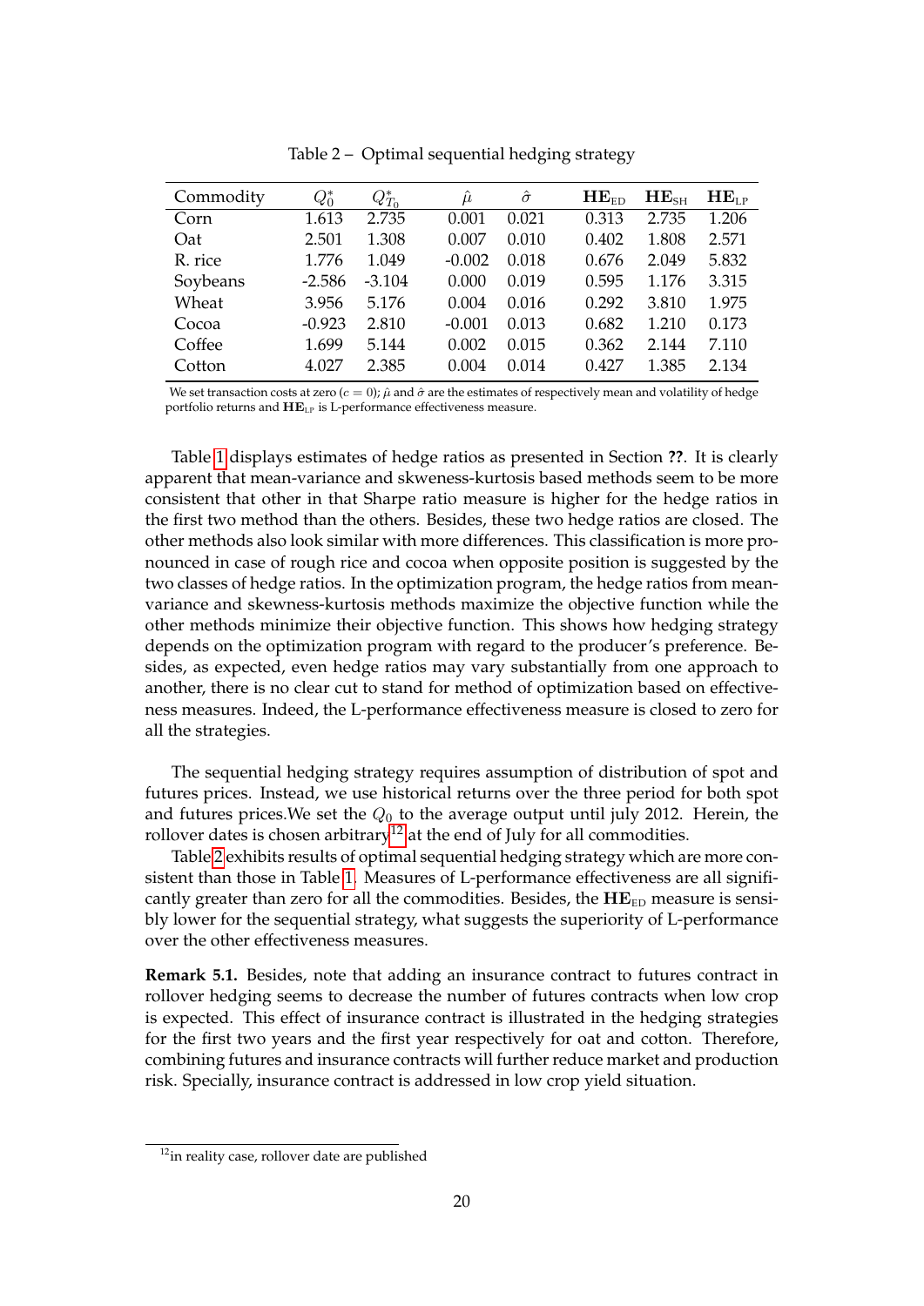Table 2 – Optimal sequential hedging strategy

| Commodity | $Q_0^*$ | $Q_{T_0}^*$ | $\hat{\mu}$ | $\hat{\sigma}$ | $\mathbf{HE}_{\text{ED}}$ | $\mathbf{HE}_{\text{SH}}$ | $\mathbf{HE}_{\text{LP}}$ |
|---|---|---|---|---|---|---|---|
| Corn | 1.613 | 2.735 | 0.001 | 0.021 | 0.313 | 2.735 | 1.206 |
| Oat | 2.501 | 1.308 | 0.007 | 0.010 | 0.402 | 1.808 | 2.571 |
| R. rice | 1.776 | 1.049 | -0.002 | 0.018 | 0.676 | 2.049 | 5.832 |
| Soybeans | -2.586 | -3.104 | 0.000 | 0.019 | 0.595 | 1.176 | 3.315 |
| Wheat | 3.956 | 5.176 | 0.004 | 0.016 | 0.292 | 3.810 | 1.975 |
| Cocoa | -0.923 | 2.810 | -0.001 | 0.013 | 0.682 | 1.210 | 0.173 |
| Coffee | 1.699 | 5.144 | 0.002 | 0.015 | 0.362 | 2.144 | 7.110 |
| Cotton | 4.027 | 2.385 | 0.004 | 0.014 | 0.427 | 1.385 | 2.134 |

We set transaction costs at zero ($c = 0$); $\hat{\mu}$ and $\hat{\sigma}$ are the estimates of respectively mean and volatility of hedge portfolio returns and $\mathbf{HE}_{\text{LP}}$ is L-performance effectiveness measure.

Table 1 displays estimates of hedge ratios as presented in Section **??**. It is clearly apparent that mean-variance and skweness-kurtosis based methods seem to be more consistent that other in that Sharpe ratio measure is higher for the hedge ratios in the first two method than the others. Besides, these two hedge ratios are closed. The other methods also look similar with more differences. This classification is more pronounced in case of rough rice and cocoa when opposite position is suggested by the two classes of hedge ratios. In the optimization program, the hedge ratios from mean-variance and skewness-kurtosis methods maximize the objective function while the other methods minimize their objective function. This shows how hedging strategy depends on the optimization program with regard to the producer's preference. Besides, as expected, even hedge ratios may vary substantially from one approach to another, there is no clear cut to stand for method of optimization based on effectiveness measures. Indeed, the L-performance effectiveness measure is closed to zero for all the strategies.

The sequential hedging strategy requires assumption of distribution of spot and futures prices. Instead, we use historical returns over the three period for both spot and futures prices.We set the $Q_0$ to the average output until july 2012. Herein, the rollover dates is chosen arbitrary[12] at the end of July for all commodities.

Table 2 exhibits results of optimal sequential hedging strategy which are more consistent than those in Table 1. Measures of L-performance effectiveness are all significantly greater than zero for all the commodities. Besides, the $\mathbf{HE}_{\text{ED}}$ measure is sensibly lower for the sequential strategy, what suggests the superiority of L-performance over the other effectiveness measures.

**Remark 5.1.** Besides, note that adding an insurance contract to futures contract in rollover hedging seems to decrease the number of futures contracts when low crop is expected. This effect of insurance contract is illustrated in the hedging strategies for the first two years and the first year respectively for oat and cotton. Therefore, combining futures and insurance contracts will further reduce market and production risk. Specially, insurance contract is addressed in low crop yield situation.

[12] in reality case, rollover date are published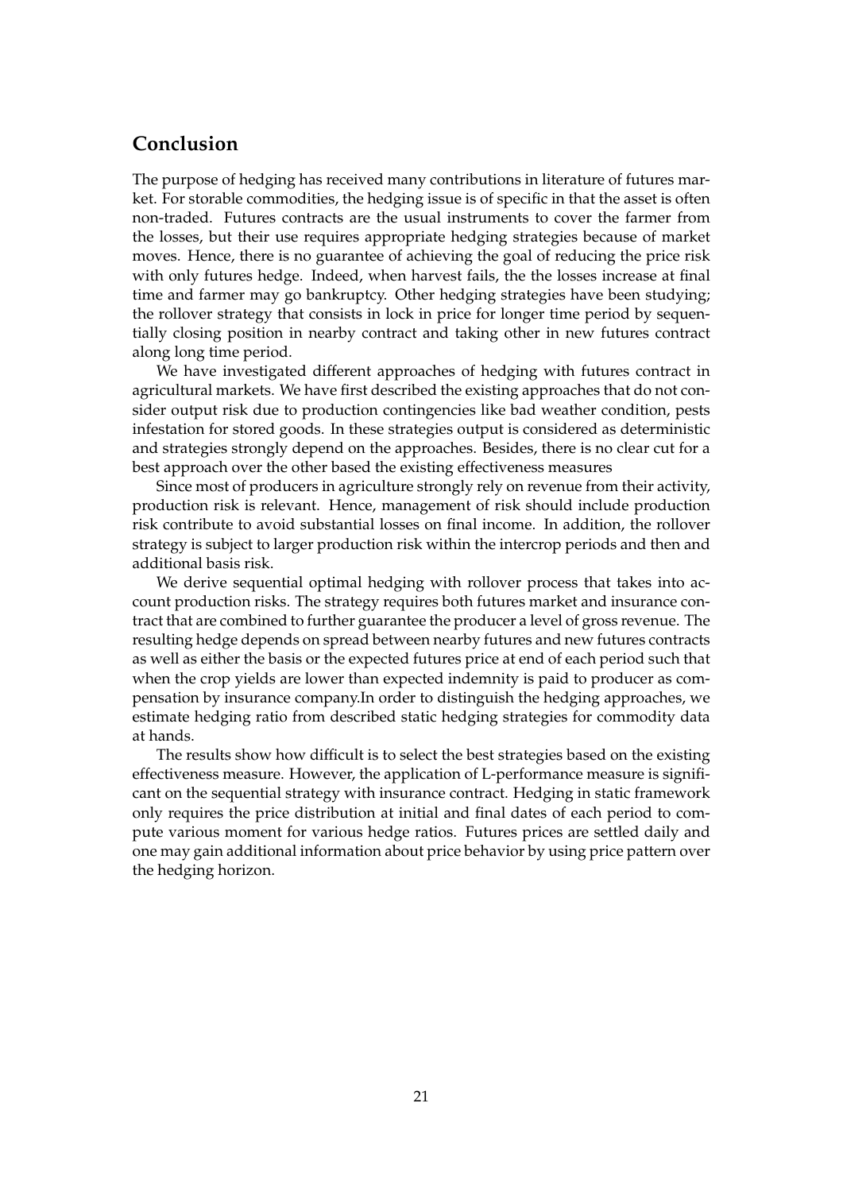## Conclusion

The purpose of hedging has received many contributions in literature of futures market. For storable commodities, the hedging issue is of specific in that the asset is often non-traded. Futures contracts are the usual instruments to cover the farmer from the losses, but their use requires appropriate hedging strategies because of market moves. Hence, there is no guarantee of achieving the goal of reducing the price risk with only futures hedge. Indeed, when harvest fails, the the losses increase at final time and farmer may go bankruptcy. Other hedging strategies have been studying; the rollover strategy that consists in lock in price for longer time period by sequentially closing position in nearby contract and taking other in new futures contract along long time period.

We have investigated different approaches of hedging with futures contract in agricultural markets. We have first described the existing approaches that do not consider output risk due to production contingencies like bad weather condition, pests infestation for stored goods. In these strategies output is considered as deterministic and strategies strongly depend on the approaches. Besides, there is no clear cut for a best approach over the other based the existing effectiveness measures

Since most of producers in agriculture strongly rely on revenue from their activity, production risk is relevant. Hence, management of risk should include production risk contribute to avoid substantial losses on final income. In addition, the rollover strategy is subject to larger production risk within the intercrop periods and then and additional basis risk.

We derive sequential optimal hedging with rollover process that takes into account production risks. The strategy requires both futures market and insurance contract that are combined to further guarantee the producer a level of gross revenue. The resulting hedge depends on spread between nearby futures and new futures contracts as well as either the basis or the expected futures price at end of each period such that when the crop yields are lower than expected indemnity is paid to producer as compensation by insurance company.In order to distinguish the hedging approaches, we estimate hedging ratio from described static hedging strategies for commodity data at hands.

The results show how difficult is to select the best strategies based on the existing effectiveness measure. However, the application of L-performance measure is significant on the sequential strategy with insurance contract. Hedging in static framework only requires the price distribution at initial and final dates of each period to compute various moment for various hedge ratios. Futures prices are settled daily and one may gain additional information about price behavior by using price pattern over the hedging horizon.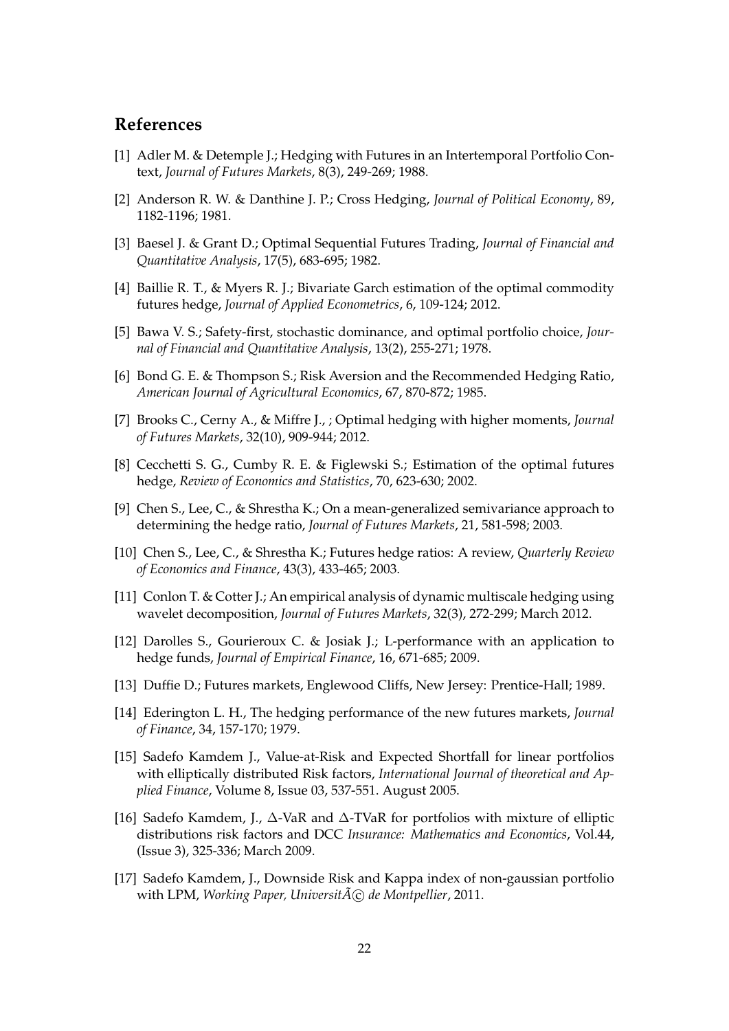## References

[1] Adler M. & Detemple J.; Hedging with Futures in an Intertemporal Portfolio Context, *Journal of Futures Markets*, 8(3), 249-269; 1988.

[2] Anderson R. W. & Danthine J. P.; Cross Hedging, *Journal of Political Economy*, 89, 1182-1196; 1981.

[3] Baesel J. & Grant D.; Optimal Sequential Futures Trading, *Journal of Financial and Quantitative Analysis*, 17(5), 683-695; 1982.

[4] Baillie R. T., & Myers R. J.; Bivariate Garch estimation of the optimal commodity futures hedge, *Journal of Applied Econometrics*, 6, 109-124; 2012.

[5] Bawa V. S.; Safety-first, stochastic dominance, and optimal portfolio choice, *Journal of Financial and Quantitative Analysis*, 13(2), 255-271; 1978.

[6] Bond G. E. & Thompson S.; Risk Aversion and the Recommended Hedging Ratio, *American Journal of Agricultural Economics*, 67, 870-872; 1985.

[7] Brooks C., Cerny A., & Miffre J., ; Optimal hedging with higher moments, *Journal of Futures Markets*, 32(10), 909-944; 2012.

[8] Cecchetti S. G., Cumby R. E. & Figlewski S.; Estimation of the optimal futures hedge, *Review of Economics and Statistics*, 70, 623-630; 2002.

[9] Chen S., Lee, C., & Shrestha K.; On a mean-generalized semivariance approach to determining the hedge ratio, *Journal of Futures Markets*, 21, 581-598; 2003.

[10] Chen S., Lee, C., & Shrestha K.; Futures hedge ratios: A review, *Quarterly Review of Economics and Finance*, 43(3), 433-465; 2003.

[11] Conlon T. & Cotter J.; An empirical analysis of dynamic multiscale hedging using wavelet decomposition, *Journal of Futures Markets*, 32(3), 272-299; March 2012.

[12] Darolles S., Gourieroux C. & Josiak J.; L-performance with an application to hedge funds, *Journal of Empirical Finance*, 16, 671-685; 2009.

[13] Duffie D.; Futures markets, Englewood Cliffs, New Jersey: Prentice-Hall; 1989.

[14] Ederington L. H., The hedging performance of the new futures markets, *Journal of Finance*, 34, 157-170; 1979.

[15] Sadefo Kamdem J., Value-at-Risk and Expected Shortfall for linear portfolios with elliptically distributed Risk factors, *International Journal of theoretical and Applied Finance*, Volume 8, Issue 03, 537-551. August 2005.

[16] Sadefo Kamdem, J., $\Delta$-VaR and $\Delta$-TVaR for portfolios with mixture of elliptic distributions risk factors and DCC *Insurance: Mathematics and Economics*, Vol.44, (Issue 3), 325-336; March 2009.

[17] Sadefo Kamdem, J., Downside Risk and Kappa index of non-gaussian portfolio with LPM, *Working Paper, UniversitÃ© de Montpellier*, 2011.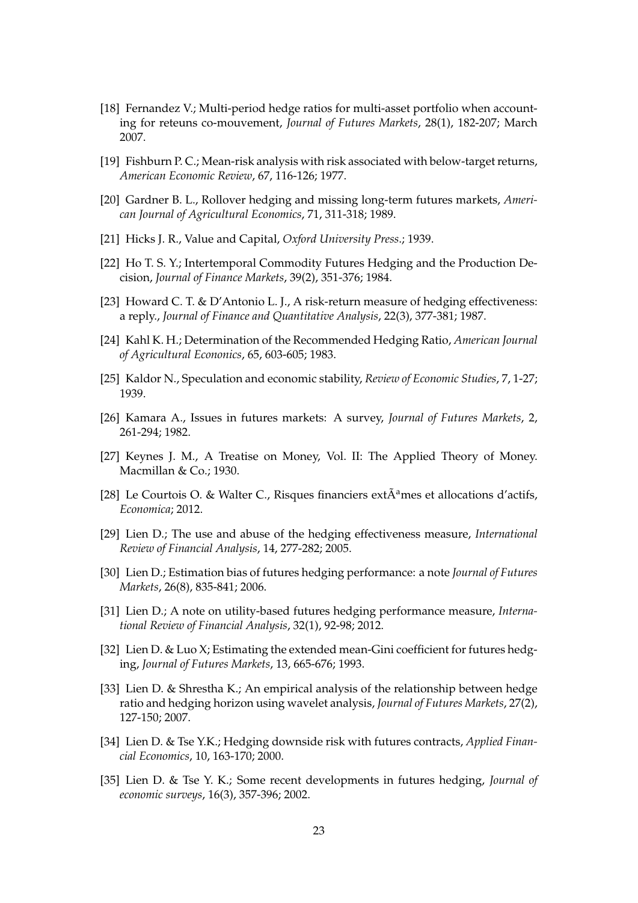[18] Fernandez V.; Multi-period hedge ratios for multi-asset portfolio when accounting for reteuns co-mouvement, *Journal of Futures Markets*, 28(1), 182-207; March 2007.

[19] Fishburn P. C.; Mean-risk analysis with risk associated with below-target returns, *American Economic Review*, 67, 116-126; 1977.

[20] Gardner B. L., Rollover hedging and missing long-term futures markets, *American Journal of Agricultural Economics*, 71, 311-318; 1989.

[21] Hicks J. R., Value and Capital, *Oxford University Press.*; 1939.

[22] Ho T. S. Y.; Intertemporal Commodity Futures Hedging and the Production Decision, *Journal of Finance Markets*, 39(2), 351-376; 1984.

[23] Howard C. T. & D'Antonio L. J., A risk-return measure of hedging effectiveness: a reply., *Journal of Finance and Quantitative Analysis*, 22(3), 377-381; 1987.

[24] Kahl K. H.; Determination of the Recommended Hedging Ratio, *American Journal of Agricultural Econonics*, 65, 603-605; 1983.

[25] Kaldor N., Speculation and economic stability, *Review of Economic Studies*, 7, 1-27; 1939.

[26] Kamara A., Issues in futures markets: A survey, *Journal of Futures Markets*, 2, 261-294; 1982.

[27] Keynes J. M., A Treatise on Money, Vol. II: The Applied Theory of Money. Macmillan & Co.; 1930.

[28] Le Courtois O. & Walter C., Risques financiers extÃªmes et allocations d'actifs, *Economica*; 2012.

[29] Lien D.; The use and abuse of the hedging effectiveness measure, *International Review of Financial Analysis*, 14, 277-282; 2005.

[30] Lien D.; Estimation bias of futures hedging performance: a note *Journal of Futures Markets*, 26(8), 835-841; 2006.

[31] Lien D.; A note on utility-based futures hedging performance measure, *International Review of Financial Analysis*, 32(1), 92-98; 2012.

[32] Lien D. & Luo X; Estimating the extended mean-Gini coefficient for futures hedging, *Journal of Futures Markets*, 13, 665-676; 1993.

[33] Lien D. & Shrestha K.; An empirical analysis of the relationship between hedge ratio and hedging horizon using wavelet analysis, *Journal of Futures Markets*, 27(2), 127-150; 2007.

[34] Lien D. & Tse Y.K.; Hedging downside risk with futures contracts, *Applied Financial Economics*, 10, 163-170; 2000.

[35] Lien D. & Tse Y. K.; Some recent developments in futures hedging, *Journal of economic surveys*, 16(3), 357-396; 2002.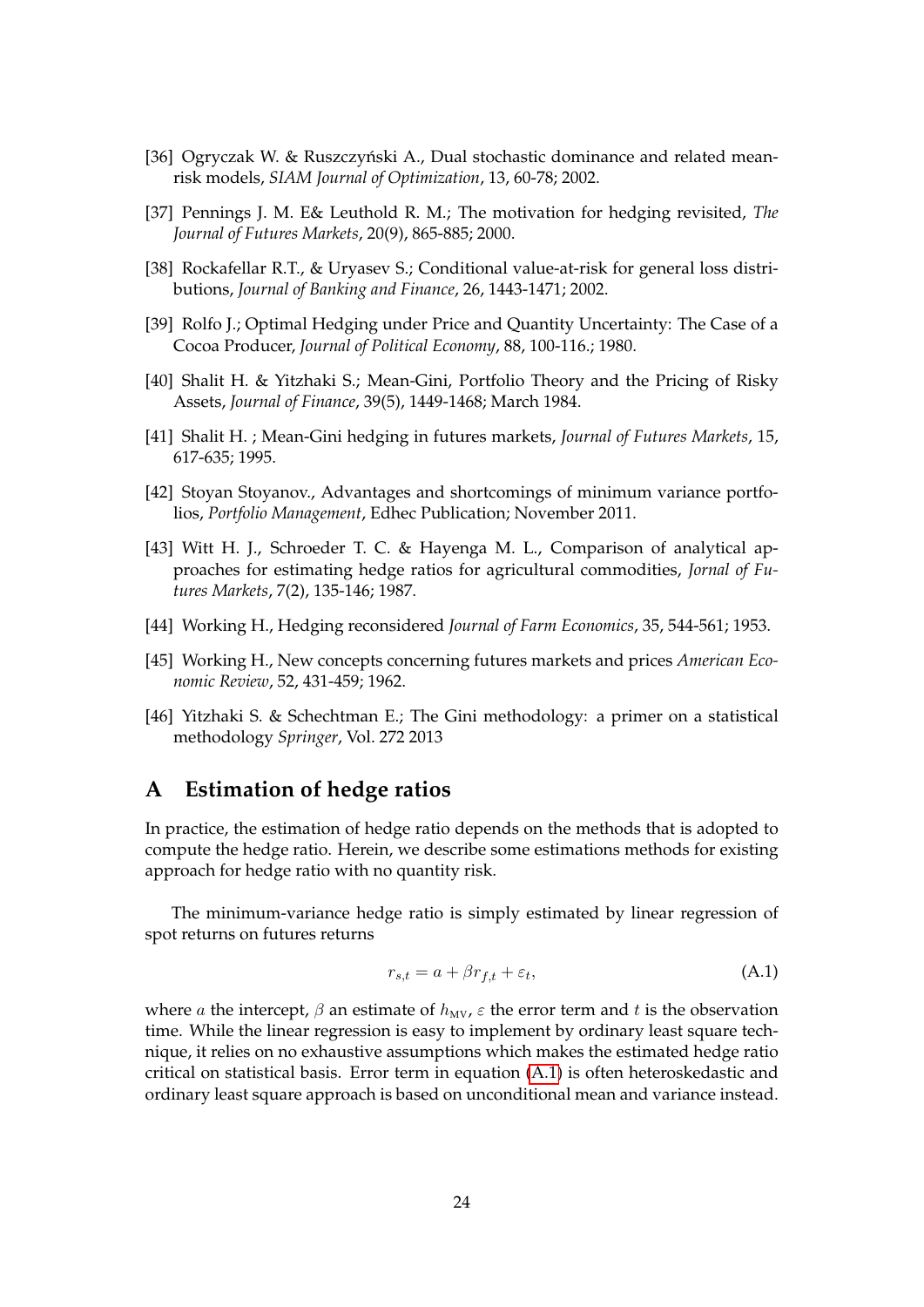[36] Ogryczak W. & Ruszczyński A., Dual stochastic dominance and related mean-risk models, *SIAM Journal of Optimization*, 13, 60-78; 2002.

[37] Pennings J. M. E& Leuthold R. M.; The motivation for hedging revisited, *The Journal of Futures Markets*, 20(9), 865-885; 2000.

[38] Rockafellar R.T., & Uryasev S.; Conditional value-at-risk for general loss distributions, *Journal of Banking and Finance*, 26, 1443-1471; 2002.

[39] Rolfo J.; Optimal Hedging under Price and Quantity Uncertainty: The Case of a Cocoa Producer, *Journal of Political Economy*, 88, 100-116.; 1980.

[40] Shalit H. & Yitzhaki S.; Mean-Gini, Portfolio Theory and the Pricing of Risky Assets, *Journal of Finance*, 39(5), 1449-1468; March 1984.

[41] Shalit H. ; Mean-Gini hedging in futures markets, *Journal of Futures Markets*, 15, 617-635; 1995.

[42] Stoyan Stoyanov., Advantages and shortcomings of minimum variance portfolios, *Portfolio Management*, Edhec Publication; November 2011.

[43] Witt H. J., Schroeder T. C. & Hayenga M. L., Comparison of analytical approaches for estimating hedge ratios for agricultural commodities, *Jornal of Futures Markets*, 7(2), 135-146; 1987.

[44] Working H., Hedging reconsidered *Journal of Farm Economics*, 35, 544-561; 1953.

[45] Working H., New concepts concerning futures markets and prices *American Economic Review*, 52, 431-459; 1962.

[46] Yitzhaki S. & Schechtman E.; The Gini methodology: a primer on a statistical methodology *Springer*, Vol. 272 2013

# A Estimation of hedge ratios

In practice, the estimation of hedge ratio depends on the methods that is adopted to compute the hedge ratio. Herein, we describe some estimations methods for existing approach for hedge ratio with no quantity risk.

The minimum-variance hedge ratio is simply estimated by linear regression of spot returns on futures returns

$$r_{s,t} = a + \beta r_{f,t} + \varepsilon_t, \tag{A.1}$$

where $a$ the intercept, $\beta$ an estimate of $h_{\text{MV}}$, $\varepsilon$ the error term and $t$ is the observation time. While the linear regression is easy to implement by ordinary least square technique, it relies on no exhaustive assumptions which makes the estimated hedge ratio critical on statistical basis. Error term in equation (A.1) is often heteroskedastic and ordinary least square approach is based on unconditional mean and variance instead.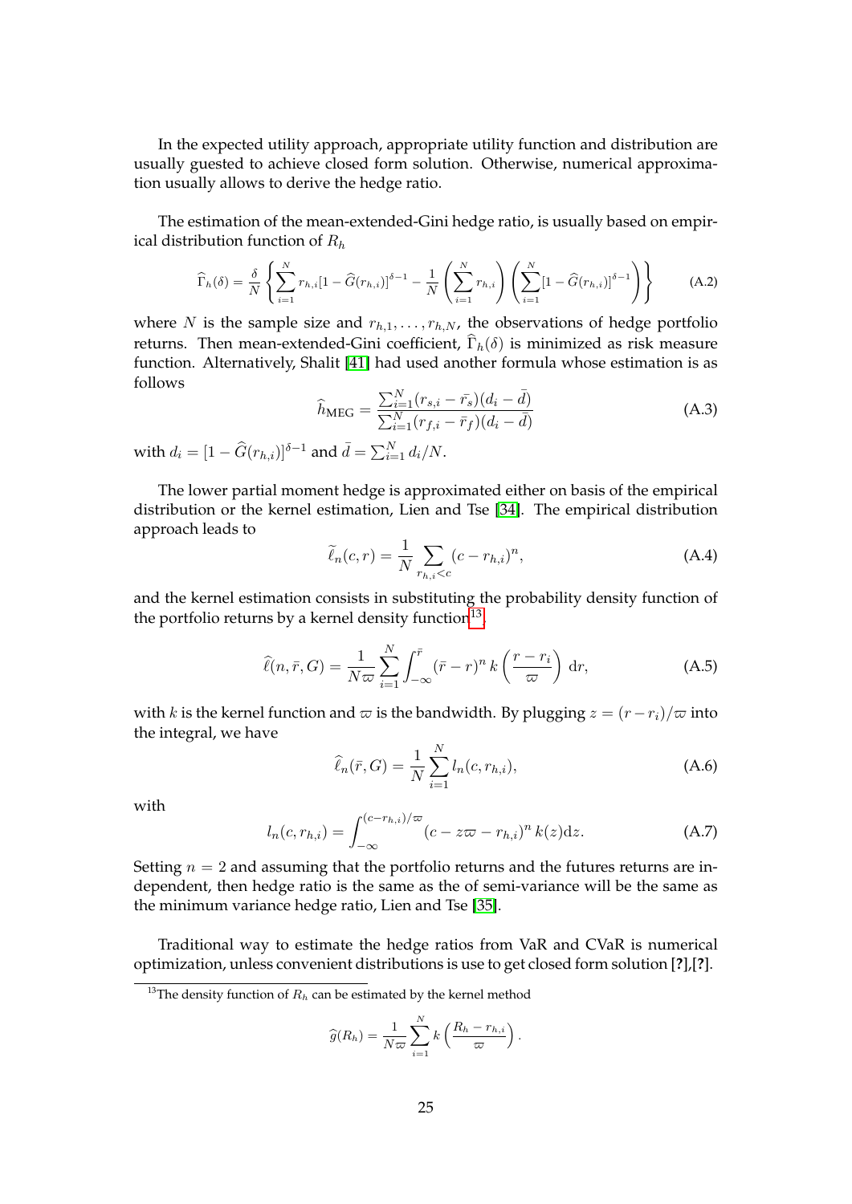In the expected utility approach, appropriate utility function and distribution are usually guested to achieve closed form solution. Otherwise, numerical approximation usually allows to derive the hedge ratio.

The estimation of the mean-extended-Gini hedge ratio, is usually based on empirical distribution function of $R_h$

$$\widehat{\Gamma}_h(\delta) = \frac{\delta}{N}\left\{\sum_{i=1}^{N} r_{h,i}[1-\widehat{G}(r_{h,i})]^{\delta-1} - \frac{1}{N}\left(\sum_{i=1}^{N} r_{h,i}\right)\left(\sum_{i=1}^{N}[1-\widehat{G}(r_{h,i})]^{\delta-1}\right)\right\} \tag{A.2}$$

where $N$ is the sample size and $r_{h,1},\ldots,r_{h,N}$, the observations of hedge portfolio returns. Then mean-extended-Gini coefficient, $\widehat{\Gamma}_h(\delta)$ is minimized as risk measure function. Alternatively, Shalit [41] had used another formula whose estimation is as follows

$$\widehat{h}_{\text{MEG}} = \frac{\sum_{i=1}^{N}(r_{s,i}-\bar{r_s})(d_i-\bar{d})}{\sum_{i=1}^{N}(r_{f,i}-\bar{r}_f)(d_i-\bar{d})} \tag{A.3}$$

with $d_i = [1-\widehat{G}(r_{h,i})]^{\delta-1}$ and $\bar{d} = \sum_{i=1}^{N} d_i/N$.

The lower partial moment hedge is approximated either on basis of the empirical distribution or the kernel estimation, Lien and Tse [34]. The empirical distribution approach leads to

$$\widetilde{\ell}_n(c,r) = \frac{1}{N}\sum_{r_{h,i}<c}(c-r_{h,i})^n, \tag{A.4}$$

and the kernel estimation consists in substituting the probability density function of the portfolio returns by a kernel density function[13].

$$\widehat{\ell}(n,\bar{r},G) = \frac{1}{N\varpi}\sum_{i=1}^{N}\int_{-\infty}^{\bar{r}}(\bar{r}-r)^n\, k\left(\frac{r-r_i}{\varpi}\right)\,\mathrm{d}r, \tag{A.5}$$

with $k$ is the kernel function and $\varpi$ is the bandwidth. By plugging $z=(r-r_i)/\varpi$ into the integral, we have

$$\widehat{\ell}_n(\bar{r},G) = \frac{1}{N}\sum_{i=1}^{N} l_n(c,r_{h,i}), \tag{A.6}$$

with

$$l_n(c,r_{h,i}) = \int_{-\infty}^{(c-r_{h,i})/\varpi}(c-z\varpi-r_{h,i})^n\, k(z)\mathrm{d}z. \tag{A.7}$$

Setting $n=2$ and assuming that the portfolio returns and the futures returns are independent, then hedge ratio is the same as the of semi-variance will be the same as the minimum variance hedge ratio, Lien and Tse [35].

Traditional way to estimate the hedge ratios from VaR and CVaR is numerical optimization, unless convenient distributions is use to get closed form solution **[?]**,**[?]**.

[13] The density function of $R_h$ can be estimated by the kernel method

$$\widehat{g}(R_h) = \frac{1}{N\varpi}\sum_{i=1}^{N} k\left(\frac{R_h-r_{h,i}}{\varpi}\right).$$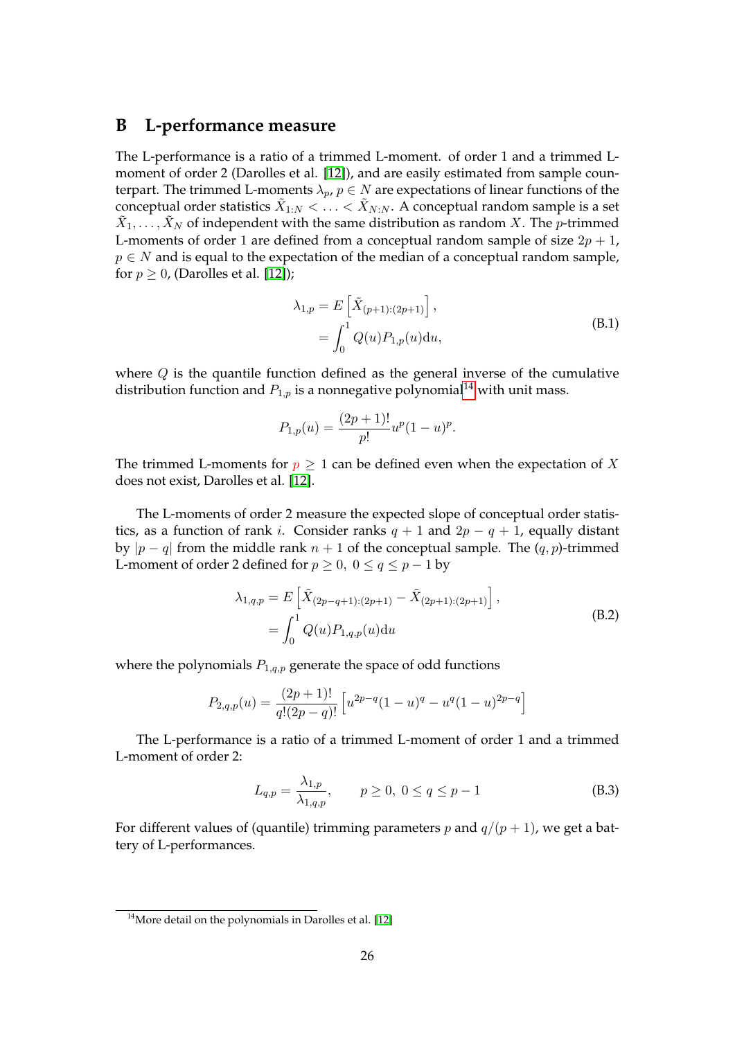## B L-performance measure

The L-performance is a ratio of a trimmed L-moment. of order 1 and a trimmed L-moment of order 2 (Darolles et al. [12]), and are easily estimated from sample counterpart. The trimmed L-moments $\lambda_p$, $p \in N$ are expectations of linear functions of the conceptual order statistics $\tilde{X}_{1:N} < \ldots < \tilde{X}_{N:N}$. A conceptual random sample is a set $\tilde{X}_1, \ldots, \tilde{X}_N$ of independent with the same distribution as random $X$. The $p$-trimmed L-moments of order 1 are defined from a conceptual random sample of size $2p+1$, $p \in N$ and is equal to the expectation of the median of a conceptual random sample, for $p \geq 0$, (Darolles et al. [12]);

$$
\begin{aligned}
\lambda_{1,p} &= E\left[\tilde{X}_{(p+1):(2p+1)}\right], \\
&= \int_0^1 Q(u) P_{1,p}(u) \mathrm{d}u,
\end{aligned}
\tag{B.1}
$$

where $Q$ is the quantile function defined as the general inverse of the cumulative distribution function and $P_{1,p}$ is a nonnegative polynomial[14] with unit mass.

$$
P_{1,p}(u) = \frac{(2p+1)!}{p!} u^p (1-u)^p.
$$

The trimmed L-moments for $p \geq 1$ can be defined even when the expectation of $X$ does not exist, Darolles et al. [12].

The L-moments of order 2 measure the expected slope of conceptual order statistics, as a function of rank $i$. Consider ranks $q+1$ and $2p-q+1$, equally distant by $|p-q|$ from the middle rank $n+1$ of the conceptual sample. The $(q,p)$-trimmed L-moment of order 2 defined for $p \geq 0,\ 0 \leq q \leq p-1$ by

$$
\begin{aligned}
\lambda_{1,q,p} &= E\left[\tilde{X}_{(2p-q+1):(2p+1)} - \tilde{X}_{(2p+1):(2p+1)}\right], \\
&= \int_0^1 Q(u) P_{1,q,p}(u) \mathrm{d}u
\end{aligned}
\tag{B.2}
$$

where the polynomials $P_{1,q,p}$ generate the space of odd functions

$$
P_{2,q,p}(u) = \frac{(2p+1)!}{q!(2p-q)!}\left[u^{2p-q}(1-u)^q - u^q(1-u)^{2p-q}\right]
$$

The L-performance is a ratio of a trimmed L-moment of order 1 and a trimmed L-moment of order 2:

$$
L_{q,p} = \frac{\lambda_{1,p}}{\lambda_{1,q,p}}, \qquad p \geq 0,\ 0 \leq q \leq p-1 \tag{B.3}
$$

For different values of (quantile) trimming parameters $p$ and $q/(p+1)$, we get a battery of L-performances.

---

[14] More detail on the polynomials in Darolles et al. [12]